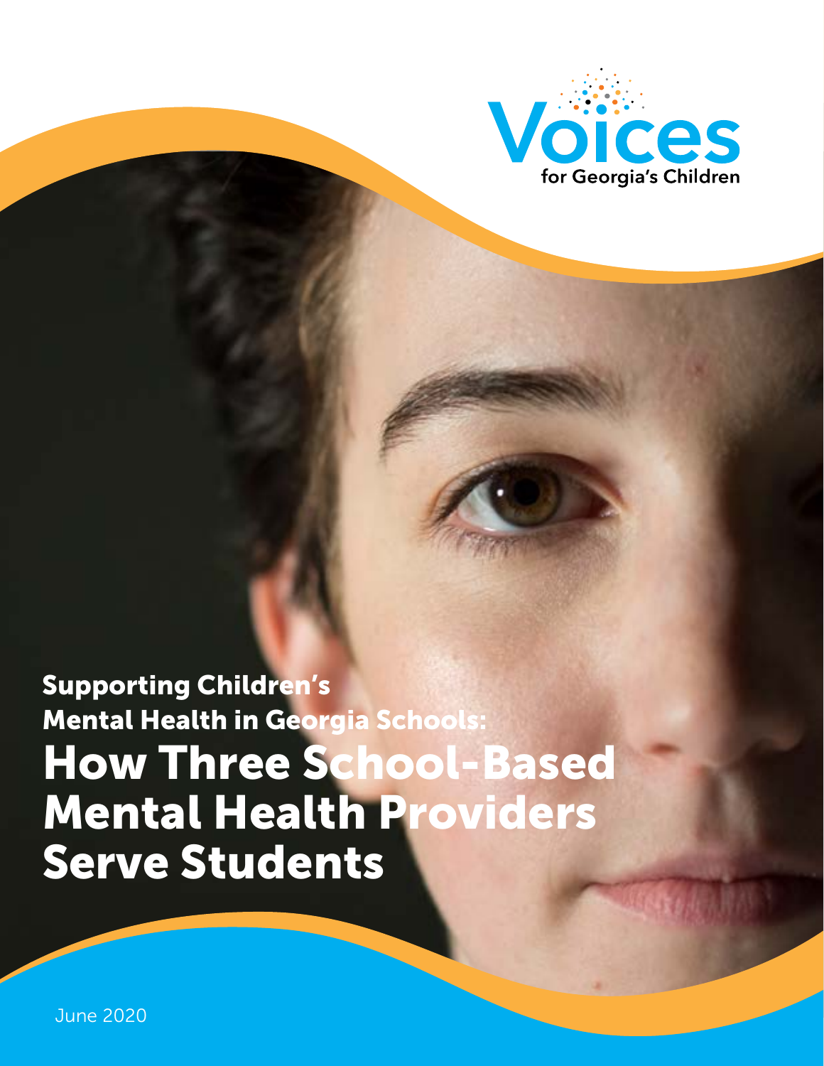Voices for Georgia's Children

# Supporting Children's Mental Health in Georgia Schools: How Three School-Based Mental Health Providers Serve Students

June 2020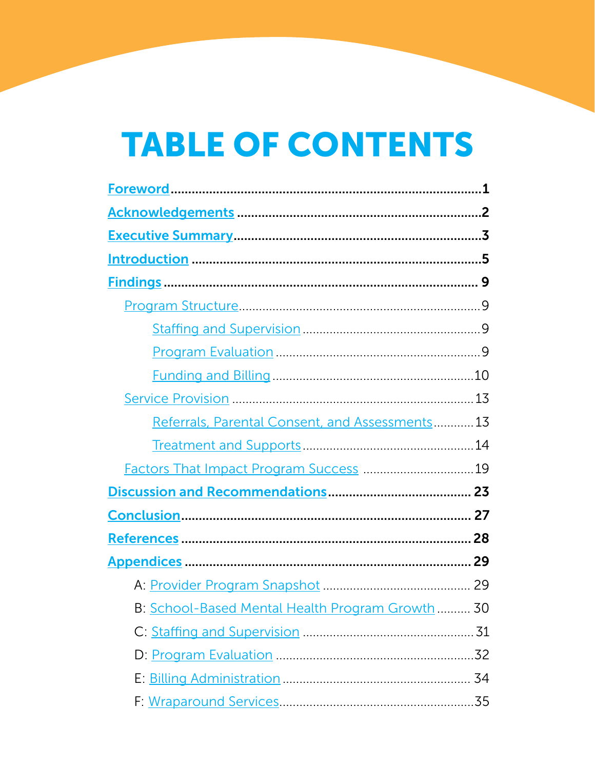# TABLE OF CONTENTS

- **Foreword** ... 1
- **Acknowledgements** ... 2
- **Executive Summary** ... 3
- **Introduction** ... 5
- **Findings** ... 9
  - Program Structure ... 9
    - Staffing and Supervision ... 9
    - Program Evaluation ... 9
    - Funding and Billing ... 10
  - Service Provision ... 13
    - Referrals, Parental Consent, and Assessments ... 13
    - Treatment and Supports ... 14
  - Factors That Impact Program Success ... 19
- **Discussion and Recommendations** ... 23
- **Conclusion** ... 27
- **References** ... 28
- **Appendices** ... 29
  - A: Provider Program Snapshot ... 29
  - B: School-Based Mental Health Program Growth ... 30
  - C: Staffing and Supervision ... 31
  - D: Program Evaluation ... 32
  - E: Billing Administration ... 34
  - F: Wraparound Services ... 35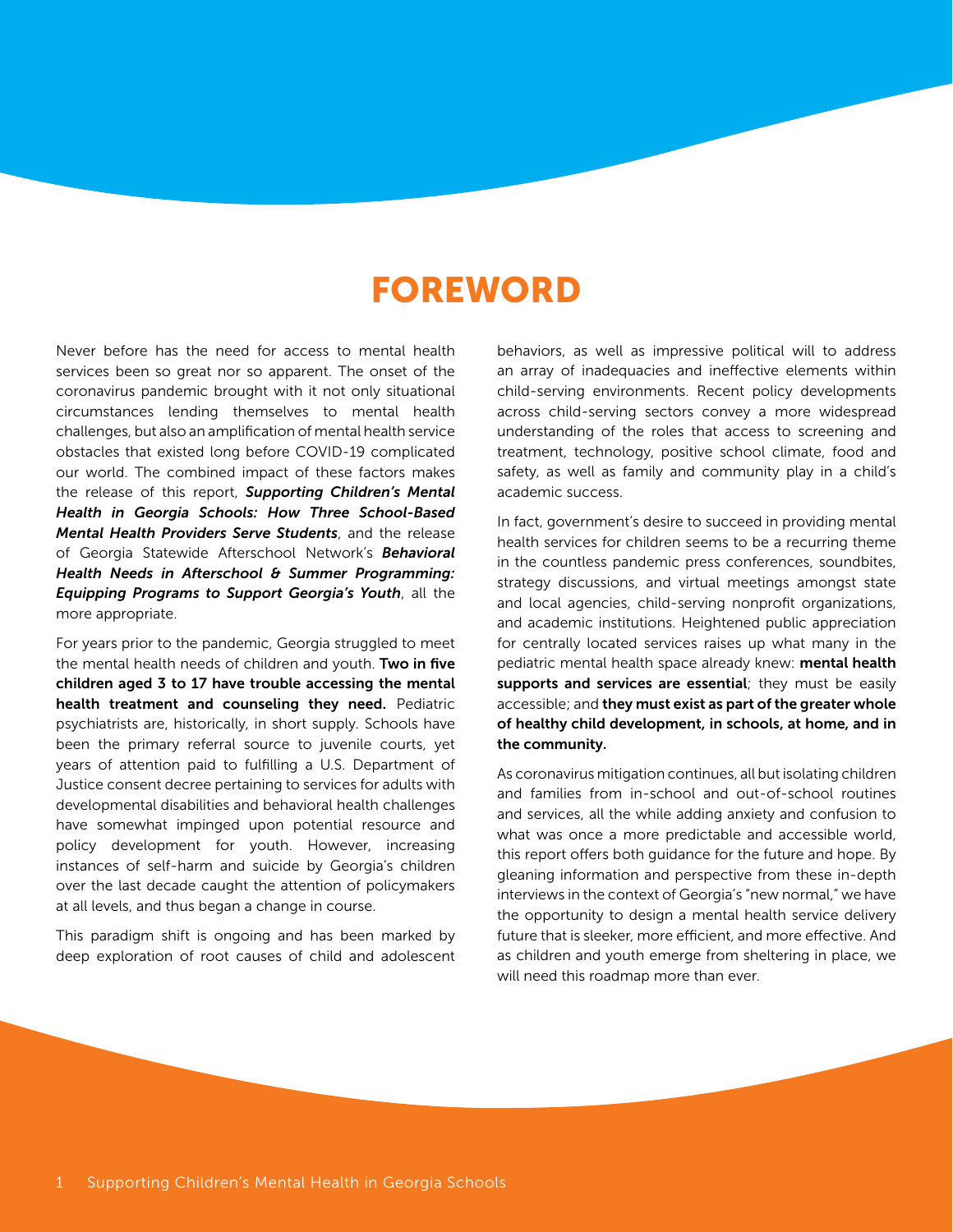# FOREWORD

Never before has the need for access to mental health services been so great nor so apparent. The onset of the coronavirus pandemic brought with it not only situational circumstances lending themselves to mental health challenges, but also an amplification of mental health service obstacles that existed long before COVID-19 complicated our world. The combined impact of these factors makes the release of this report, ***Supporting Children's Mental Health in Georgia Schools: How Three School-Based Mental Health Providers Serve Students***, and the release of Georgia Statewide Afterschool Network's ***Behavioral Health Needs in Afterschool & Summer Programming: Equipping Programs to Support Georgia's Youth***, all the more appropriate.

For years prior to the pandemic, Georgia struggled to meet the mental health needs of children and youth. **Two in five children aged 3 to 17 have trouble accessing the mental health treatment and counseling they need.** Pediatric psychiatrists are, historically, in short supply. Schools have been the primary referral source to juvenile courts, yet years of attention paid to fulfilling a U.S. Department of Justice consent decree pertaining to services for adults with developmental disabilities and behavioral health challenges have somewhat impinged upon potential resource and policy development for youth. However, increasing instances of self-harm and suicide by Georgia's children over the last decade caught the attention of policymakers at all levels, and thus began a change in course.

This paradigm shift is ongoing and has been marked by deep exploration of root causes of child and adolescent behaviors, as well as impressive political will to address an array of inadequacies and ineffective elements within child-serving environments. Recent policy developments across child-serving sectors convey a more widespread understanding of the roles that access to screening and treatment, technology, positive school climate, food and safety, as well as family and community play in a child's academic success.

In fact, government's desire to succeed in providing mental health services for children seems to be a recurring theme in the countless pandemic press conferences, soundbites, strategy discussions, and virtual meetings amongst state and local agencies, child-serving nonprofit organizations, and academic institutions. Heightened public appreciation for centrally located services raises up what many in the pediatric mental health space already knew: **mental health supports and services are essential**; they must be easily accessible; and **they must exist as part of the greater whole of healthy child development, in schools, at home, and in the community.**

As coronavirus mitigation continues, all but isolating children and families from in-school and out-of-school routines and services, all the while adding anxiety and confusion to what was once a more predictable and accessible world, this report offers both guidance for the future and hope. By gleaning information and perspective from these in-depth interviews in the context of Georgia's "new normal," we have the opportunity to design a mental health service delivery future that is sleeker, more efficient, and more effective. And as children and youth emerge from sheltering in place, we will need this roadmap more than ever.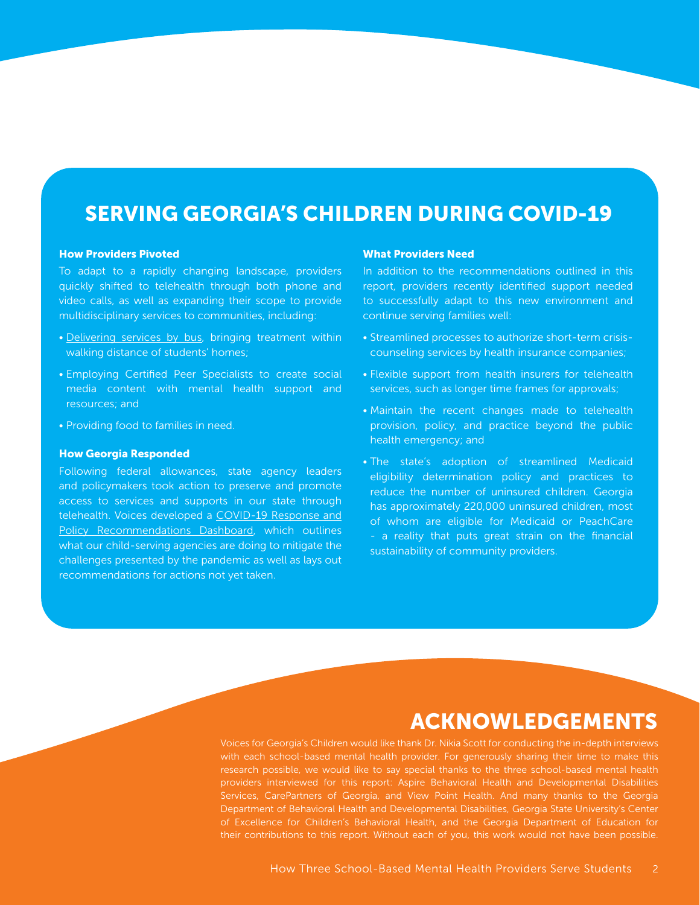## SERVING GEORGIA'S CHILDREN DURING COVID-19

### How Providers Pivoted

To adapt to a rapidly changing landscape, providers quickly shifted to telehealth through both phone and video calls, as well as expanding their scope to provide multidisciplinary services to communities, including:

- Delivering services by bus, bringing treatment within walking distance of students' homes;
- Employing Certified Peer Specialists to create social media content with mental health support and resources; and
- Providing food to families in need.

### How Georgia Responded

Following federal allowances, state agency leaders and policymakers took action to preserve and promote access to services and supports in our state through telehealth. Voices developed a COVID-19 Response and Policy Recommendations Dashboard, which outlines what our child-serving agencies are doing to mitigate the challenges presented by the pandemic as well as lays out recommendations for actions not yet taken.

### What Providers Need

In addition to the recommendations outlined in this report, providers recently identified support needed to successfully adapt to this new environment and continue serving families well:

- Streamlined processes to authorize short-term crisis-counseling services by health insurance companies;
- Flexible support from health insurers for telehealth services, such as longer time frames for approvals;
- Maintain the recent changes made to telehealth provision, policy, and practice beyond the public health emergency; and
- The state's adoption of streamlined Medicaid eligibility determination policy and practices to reduce the number of uninsured children. Georgia has approximately 220,000 uninsured children, most of whom are eligible for Medicaid or PeachCare - a reality that puts great strain on the financial sustainability of community providers.

## ACKNOWLEDGEMENTS

Voices for Georgia's Children would like thank Dr. Nikia Scott for conducting the in-depth interviews with each school-based mental health provider. For generously sharing their time to make this research possible, we would like to say special thanks to the three school-based mental health providers interviewed for this report: Aspire Behavioral Health and Developmental Disabilities Services, CarePartners of Georgia, and View Point Health. And many thanks to the Georgia Department of Behavioral Health and Developmental Disabilities, Georgia State University's Center of Excellence for Children's Behavioral Health, and the Georgia Department of Education for their contributions to this report. Without each of you, this work would not have been possible.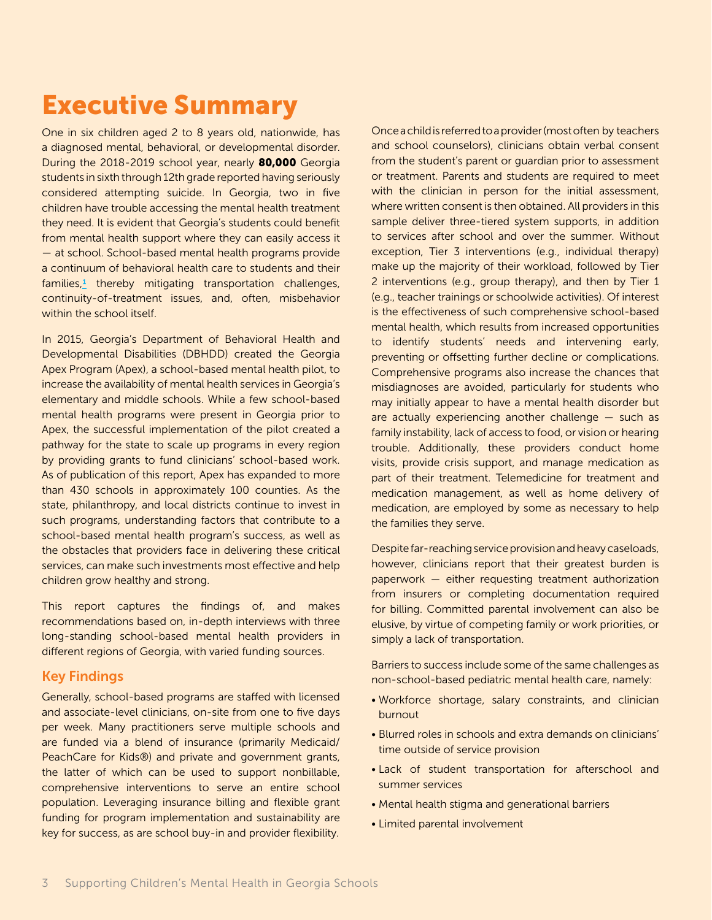# Executive Summary

One in six children aged 2 to 8 years old, nationwide, has a diagnosed mental, behavioral, or developmental disorder. During the 2018-2019 school year, nearly **80,000** Georgia students in sixth through 12th grade reported having seriously considered attempting suicide. In Georgia, two in five children have trouble accessing the mental health treatment they need. It is evident that Georgia's students could benefit from mental health support where they can easily access it — at school. School-based mental health programs provide a continuum of behavioral health care to students and their families,[1] thereby mitigating transportation challenges, continuity-of-treatment issues, and, often, misbehavior within the school itself.

In 2015, Georgia's Department of Behavioral Health and Developmental Disabilities (DBHDD) created the Georgia Apex Program (Apex), a school-based mental health pilot, to increase the availability of mental health services in Georgia's elementary and middle schools. While a few school-based mental health programs were present in Georgia prior to Apex, the successful implementation of the pilot created a pathway for the state to scale up programs in every region by providing grants to fund clinicians' school-based work. As of publication of this report, Apex has expanded to more than 430 schools in approximately 100 counties. As the state, philanthropy, and local districts continue to invest in such programs, understanding factors that contribute to a school-based mental health program's success, as well as the obstacles that providers face in delivering these critical services, can make such investments most effective and help children grow healthy and strong.

This report captures the findings of, and makes recommendations based on, in-depth interviews with three long-standing school-based mental health providers in different regions of Georgia, with varied funding sources.

## Key Findings

Generally, school-based programs are staffed with licensed and associate-level clinicians, on-site from one to five days per week. Many practitioners serve multiple schools and are funded via a blend of insurance (primarily Medicaid/PeachCare for Kids®) and private and government grants, the latter of which can be used to support nonbillable, comprehensive interventions to serve an entire school population. Leveraging insurance billing and flexible grant funding for program implementation and sustainability are key for success, as are school buy-in and provider flexibility.

Once a child is referred to a provider (most often by teachers and school counselors), clinicians obtain verbal consent from the student's parent or guardian prior to assessment or treatment. Parents and students are required to meet with the clinician in person for the initial assessment, where written consent is then obtained. All providers in this sample deliver three-tiered system supports, in addition to services after school and over the summer. Without exception, Tier 3 interventions (e.g., individual therapy) make up the majority of their workload, followed by Tier 2 interventions (e.g., group therapy), and then by Tier 1 (e.g., teacher trainings or schoolwide activities). Of interest is the effectiveness of such comprehensive school-based mental health, which results from increased opportunities to identify students' needs and intervening early, preventing or offsetting further decline or complications. Comprehensive programs also increase the chances that misdiagnoses are avoided, particularly for students who may initially appear to have a mental health disorder but are actually experiencing another challenge — such as family instability, lack of access to food, or vision or hearing trouble. Additionally, these providers conduct home visits, provide crisis support, and manage medication as part of their treatment. Telemedicine for treatment and medication management, as well as home delivery of medication, are employed by some as necessary to help the families they serve.

Despite far-reaching service provision and heavy caseloads, however, clinicians report that their greatest burden is paperwork — either requesting treatment authorization from insurers or completing documentation required for billing. Committed parental involvement can also be elusive, by virtue of competing family or work priorities, or simply a lack of transportation.

Barriers to success include some of the same challenges as non-school-based pediatric mental health care, namely:

- Workforce shortage, salary constraints, and clinician burnout
- Blurred roles in schools and extra demands on clinicians' time outside of service provision
- Lack of student transportation for afterschool and summer services
- Mental health stigma and generational barriers
- Limited parental involvement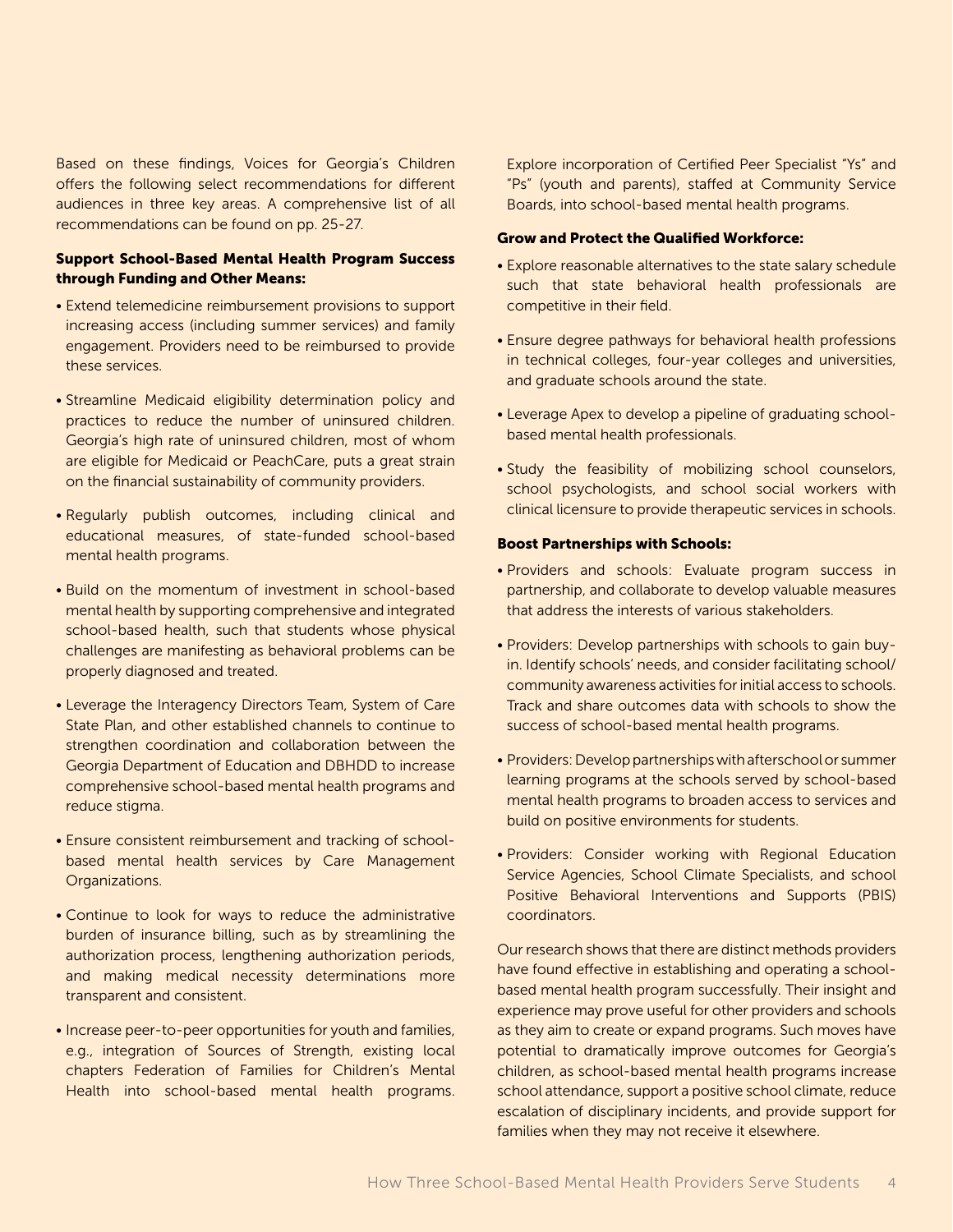Based on these findings, Voices for Georgia's Children offers the following select recommendations for different audiences in three key areas. A comprehensive list of all recommendations can be found on pp. 25-27.

**Support School-Based Mental Health Program Success through Funding and Other Means:**

- Extend telemedicine reimbursement provisions to support increasing access (including summer services) and family engagement. Providers need to be reimbursed to provide these services.
- Streamline Medicaid eligibility determination policy and practices to reduce the number of uninsured children. Georgia's high rate of uninsured children, most of whom are eligible for Medicaid or PeachCare, puts a great strain on the financial sustainability of community providers.
- Regularly publish outcomes, including clinical and educational measures, of state-funded school-based mental health programs.
- Build on the momentum of investment in school-based mental health by supporting comprehensive and integrated school-based health, such that students whose physical challenges are manifesting as behavioral problems can be properly diagnosed and treated.
- Leverage the Interagency Directors Team, System of Care State Plan, and other established channels to continue to strengthen coordination and collaboration between the Georgia Department of Education and DBHDD to increase comprehensive school-based mental health programs and reduce stigma.
- Ensure consistent reimbursement and tracking of school-based mental health services by Care Management Organizations.
- Continue to look for ways to reduce the administrative burden of insurance billing, such as by streamlining the authorization process, lengthening authorization periods, and making medical necessity determinations more transparent and consistent.
- Increase peer-to-peer opportunities for youth and families, e.g., integration of Sources of Strength, existing local chapters Federation of Families for Children's Mental Health into school-based mental health programs. Explore incorporation of Certified Peer Specialist "Ys" and "Ps" (youth and parents), staffed at Community Service Boards, into school-based mental health programs.

**Grow and Protect the Qualified Workforce:**

- Explore reasonable alternatives to the state salary schedule such that state behavioral health professionals are competitive in their field.
- Ensure degree pathways for behavioral health professions in technical colleges, four-year colleges and universities, and graduate schools around the state.
- Leverage Apex to develop a pipeline of graduating school-based mental health professionals.
- Study the feasibility of mobilizing school counselors, school psychologists, and school social workers with clinical licensure to provide therapeutic services in schools.

**Boost Partnerships with Schools:**

- Providers and schools: Evaluate program success in partnership, and collaborate to develop valuable measures that address the interests of various stakeholders.
- Providers: Develop partnerships with schools to gain buy-in. Identify schools' needs, and consider facilitating school/community awareness activities for initial access to schools. Track and share outcomes data with schools to show the success of school-based mental health programs.
- Providers: Develop partnerships with afterschool or summer learning programs at the schools served by school-based mental health programs to broaden access to services and build on positive environments for students.
- Providers: Consider working with Regional Education Service Agencies, School Climate Specialists, and school Positive Behavioral Interventions and Supports (PBIS) coordinators.

Our research shows that there are distinct methods providers have found effective in establishing and operating a school-based mental health program successfully. Their insight and experience may prove useful for other providers and schools as they aim to create or expand programs. Such moves have potential to dramatically improve outcomes for Georgia's children, as school-based mental health programs increase school attendance, support a positive school climate, reduce escalation of disciplinary incidents, and provide support for families when they may not receive it elsewhere.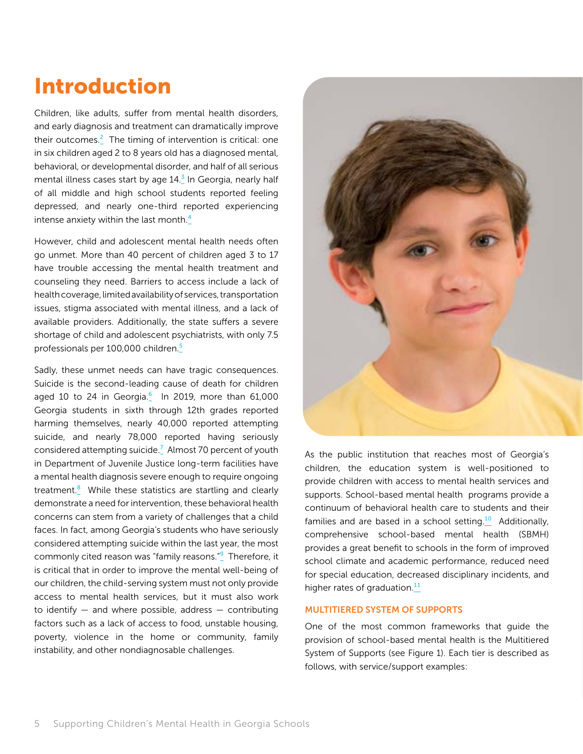# Introduction

Children, like adults, suffer from mental health disorders, and early diagnosis and treatment can dramatically improve their outcomes.[2] The timing of intervention is critical: one in six children aged 2 to 8 years old has a diagnosed mental, behavioral, or developmental disorder, and half of all serious mental illness cases start by age 14.[3] In Georgia, nearly half of all middle and high school students reported feeling depressed, and nearly one-third reported experiencing intense anxiety within the last month.[4]

However, child and adolescent mental health needs often go unmet. More than 40 percent of children aged 3 to 17 have trouble accessing the mental health treatment and counseling they need. Barriers to access include a lack of health coverage, limited availability of services, transportation issues, stigma associated with mental illness, and a lack of available providers. Additionally, the state suffers a severe shortage of child and adolescent psychiatrists, with only 7.5 professionals per 100,000 children.[5]

Sadly, these unmet needs can have tragic consequences. Suicide is the second-leading cause of death for children aged 10 to 24 in Georgia.[6] In 2019, more than 61,000 Georgia students in sixth through 12th grades reported harming themselves, nearly 40,000 reported attempting suicide, and nearly 78,000 reported having seriously considered attempting suicide.[7] Almost 70 percent of youth in Department of Juvenile Justice long-term facilities have a mental health diagnosis severe enough to require ongoing treatment.[8] While these statistics are startling and clearly demonstrate a need for intervention, these behavioral health concerns can stem from a variety of challenges that a child faces. In fact, among Georgia's students who have seriously considered attempting suicide within the last year, the most commonly cited reason was "family reasons."[9] Therefore, it is critical that in order to improve the mental well-being of our children, the child-serving system must not only provide access to mental health services, but it must also work to identify — and where possible, address — contributing factors such as a lack of access to food, unstable housing, poverty, violence in the home or community, family instability, and other nondiagnosable challenges.

As the public institution that reaches most of Georgia's children, the education system is well-positioned to provide children with access to mental health services and supports. School-based mental health programs provide a continuum of behavioral health care to students and their families and are based in a school setting.[10] Additionally, comprehensive school-based mental health (SBMH) provides a great benefit to schools in the form of improved school climate and academic performance, reduced need for special education, decreased disciplinary incidents, and higher rates of graduation.[11]

### MULTITIERED SYSTEM OF SUPPORTS

One of the most common frameworks that guide the provision of school-based mental health is the Multitiered System of Supports (see Figure 1). Each tier is described as follows, with service/support examples: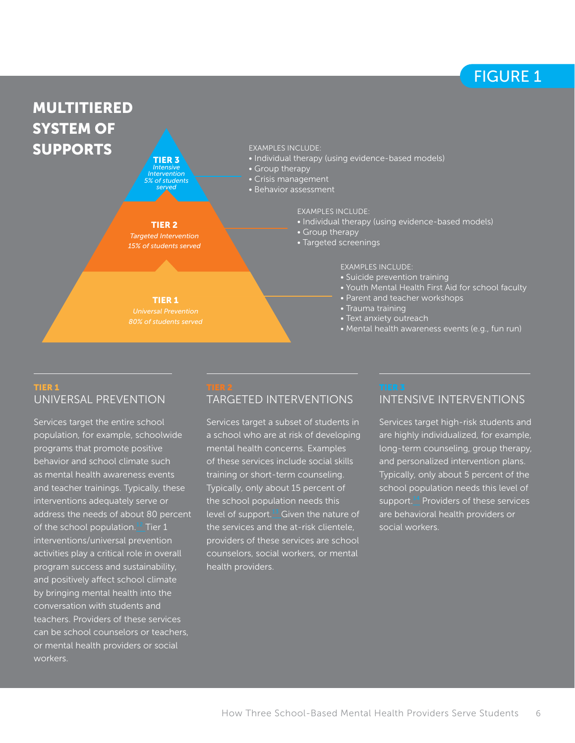FIGURE 1

## MULTITIERED SYSTEM OF SUPPORTS

**TIER 3**
*Intensive Intervention*
*5% of students served*

EXAMPLES INCLUDE:
- Individual therapy (using evidence-based models)
- Group therapy
- Crisis management
- Behavior assessment

**TIER 2**
*Targeted Intervention*
*15% of students served*

EXAMPLES INCLUDE:
- Individual therapy (using evidence-based models)
- Group therapy
- Targeted screenings

**TIER 1**
*Universal Prevention*
*80% of students served*

EXAMPLES INCLUDE:
- Suicide prevention training
- Youth Mental Health First Aid for school faculty
- Parent and teacher workshops
- Trauma training
- Text anxiety outreach
- Mental health awareness events (e.g., fun run)

### TIER 1
### UNIVERSAL PREVENTION

Services target the entire school population, for example, schoolwide programs that promote positive behavior and school climate such as mental health awareness events and teacher trainings. Typically, these interventions adequately serve or address the needs of about 80 percent of the school population.[12] Tier 1 interventions/universal prevention activities play a critical role in overall program success and sustainability, and positively affect school climate by bringing mental health into the conversation with students and teachers. Providers of these services can be school counselors or teachers, or mental health providers or social workers.

### TIER 2
### TARGETED INTERVENTIONS

Services target a subset of students in a school who are at risk of developing mental health concerns. Examples of these services include social skills training or short-term counseling. Typically, only about 15 percent of the school population needs this level of support.[13] Given the nature of the services and the at-risk clientele, providers of these services are school counselors, social workers, or mental health providers.

### TIER 3
### INTENSIVE INTERVENTIONS

Services target high-risk students and are highly individualized, for example, long-term counseling, group therapy, and personalized intervention plans. Typically, only about 5 percent of the school population needs this level of support.[14] Providers of these services are behavioral health providers or social workers.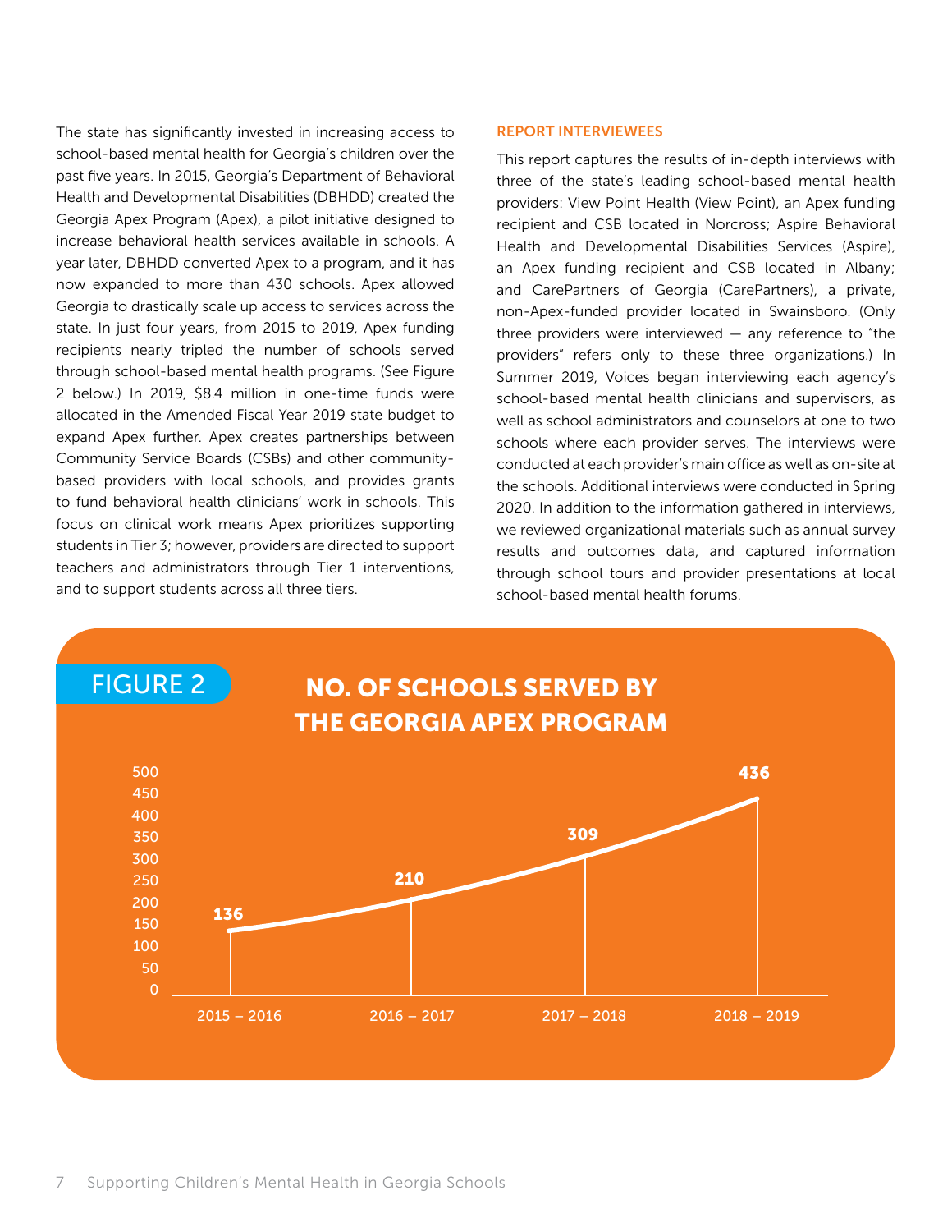The state has significantly invested in increasing access to school-based mental health for Georgia's children over the past five years. In 2015, Georgia's Department of Behavioral Health and Developmental Disabilities (DBHDD) created the Georgia Apex Program (Apex), a pilot initiative designed to increase behavioral health services available in schools. A year later, DBHDD converted Apex to a program, and it has now expanded to more than 430 schools. Apex allowed Georgia to drastically scale up access to services across the state. In just four years, from 2015 to 2019, Apex funding recipients nearly tripled the number of schools served through school-based mental health programs. (See Figure 2 below.) In 2019, $8.4 million in one-time funds were allocated in the Amended Fiscal Year 2019 state budget to expand Apex further. Apex creates partnerships between Community Service Boards (CSBs) and other community-based providers with local schools, and provides grants to fund behavioral health clinicians' work in schools. This focus on clinical work means Apex prioritizes supporting students in Tier 3; however, providers are directed to support teachers and administrators through Tier 1 interventions, and to support students across all three tiers.

### REPORT INTERVIEWEES

This report captures the results of in-depth interviews with three of the state's leading school-based mental health providers: View Point Health (View Point), an Apex funding recipient and CSB located in Norcross; Aspire Behavioral Health and Developmental Disabilities Services (Aspire), an Apex funding recipient and CSB located in Albany; and CarePartners of Georgia (CarePartners), a private, non-Apex-funded provider located in Swainsboro. (Only three providers were interviewed — any reference to "the providers" refers only to these three organizations.) In Summer 2019, Voices began interviewing each agency's school-based mental health clinicians and supervisors, as well as school administrators and counselors at one to two schools where each provider serves. The interviews were conducted at each provider's main office as well as on-site at the schools. Additional interviews were conducted in Spring 2020. In addition to the information gathered in interviews, we reviewed organizational materials such as annual survey results and outcomes data, and captured information through school tours and provider presentations at local school-based mental health forums.

## FIGURE 2 NO. OF SCHOOLS SERVED BY THE GEORGIA APEX PROGRAM

| School Year | No. of Schools |
| --- | --- |
| 2015 – 2016 | 136 |
| 2016 – 2017 | 210 |
| 2017 – 2018 | 309 |
| 2018 – 2019 | 436 |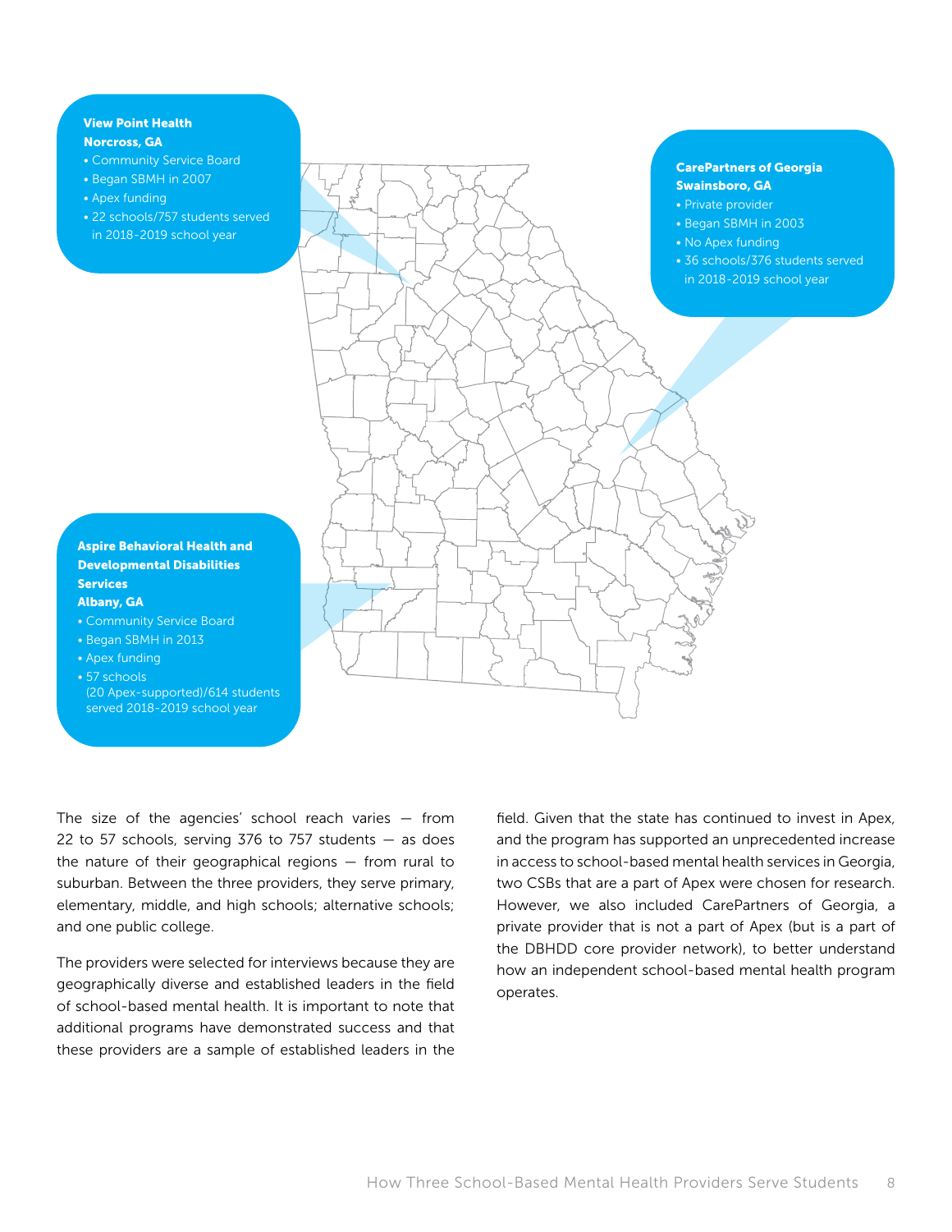**View Point Health**
**Norcross, GA**

- Community Service Board
- Began SBMH in 2007
- Apex funding
- 22 schools/757 students served in 2018-2019 school year

**CarePartners of Georgia**
**Swainsboro, GA**

- Private provider
- Began SBMH in 2003
- No Apex funding
- 36 schools/376 students served in 2018-2019 school year

**Aspire Behavioral Health and Developmental Disabilities Services**
**Albany, GA**

- Community Service Board
- Began SBMH in 2013
- Apex funding
- 57 schools (20 Apex-supported)/614 students served 2018-2019 school year

The size of the agencies' school reach varies — from 22 to 57 schools, serving 376 to 757 students — as does the nature of their geographical regions — from rural to suburban. Between the three providers, they serve primary, elementary, middle, and high schools; alternative schools; and one public college.

The providers were selected for interviews because they are geographically diverse and established leaders in the field of school-based mental health. It is important to note that additional programs have demonstrated success and that these providers are a sample of established leaders in the field. Given that the state has continued to invest in Apex, and the program has supported an unprecedented increase in access to school-based mental health services in Georgia, two CSBs that are a part of Apex were chosen for research. However, we also included CarePartners of Georgia, a private provider that is not a part of Apex (but is a part of the DBHDD core provider network), to better understand how an independent school-based mental health program operates.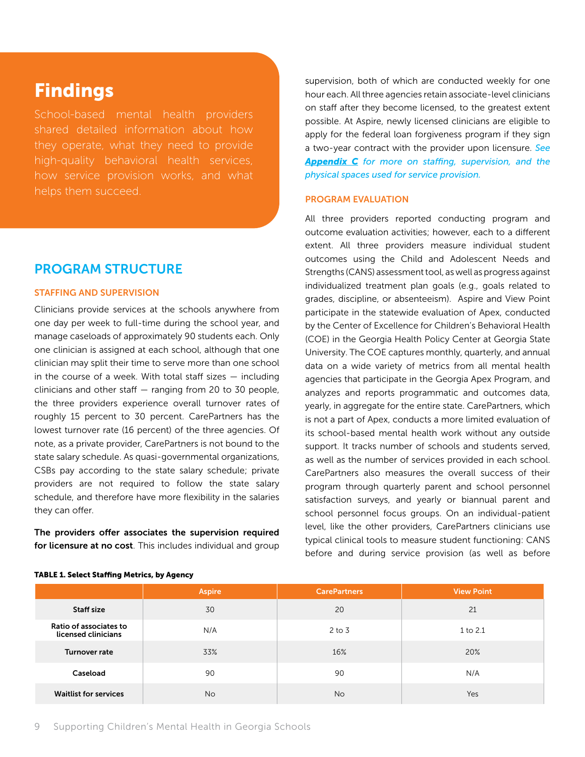# Findings

School-based mental health providers shared detailed information about how they operate, what they need to provide high-quality behavioral health services, how service provision works, and what helps them succeed.

## PROGRAM STRUCTURE

### STAFFING AND SUPERVISION

Clinicians provide services at the schools anywhere from one day per week to full-time during the school year, and manage caseloads of approximately 90 students each. Only one clinician is assigned at each school, although that one clinician may split their time to serve more than one school in the course of a week. With total staff sizes — including clinicians and other staff — ranging from 20 to 30 people, the three providers experience overall turnover rates of roughly 15 percent to 30 percent. CarePartners has the lowest turnover rate (16 percent) of the three agencies. Of note, as a private provider, CarePartners is not bound to the state salary schedule. As quasi-governmental organizations, CSBs pay according to the state salary schedule; private providers are not required to follow the state salary schedule, and therefore have more flexibility in the salaries they can offer.

**The providers offer associates the supervision required for licensure at no cost**. This includes individual and group supervision, both of which are conducted weekly for one hour each. All three agencies retain associate-level clinicians on staff after they become licensed, to the greatest extent possible. At Aspire, newly licensed clinicians are eligible to apply for the federal loan forgiveness program if they sign a two-year contract with the provider upon licensure. *See **Appendix C** for more on staffing, supervision, and the physical spaces used for service provision.*

### PROGRAM EVALUATION

All three providers reported conducting program and outcome evaluation activities; however, each to a different extent. All three providers measure individual student outcomes using the Child and Adolescent Needs and Strengths (CANS) assessment tool, as well as progress against individualized treatment plan goals (e.g., goals related to grades, discipline, or absenteeism). Aspire and View Point participate in the statewide evaluation of Apex, conducted by the Center of Excellence for Children's Behavioral Health (COE) in the Georgia Health Policy Center at Georgia State University. The COE captures monthly, quarterly, and annual data on a wide variety of metrics from all mental health agencies that participate in the Georgia Apex Program, and analyzes and reports programmatic and outcomes data, yearly, in aggregate for the entire state. CarePartners, which is not a part of Apex, conducts a more limited evaluation of its school-based mental health work without any outside support. It tracks number of schools and students served, as well as the number of services provided in each school. CarePartners also measures the overall success of their program through quarterly parent and school personnel satisfaction surveys, and yearly or biannual parent and school personnel focus groups. On an individual-patient level, like the other providers, CarePartners clinicians use typical clinical tools to measure student functioning: CANS before and during service provision (as well as before

**TABLE 1. Select Staffing Metrics, by Agency**

| | Aspire | CarePartners | View Point |
|---|---|---|---|
| **Staff size** | 30 | 20 | 21 |
| **Ratio of associates to licensed clinicians** | N/A | 2 to 3 | 1 to 2.1 |
| **Turnover rate** | 33% | 16% | 20% |
| **Caseload** | 90 | 90 | N/A |
| **Waitlist for services** | No | No | Yes |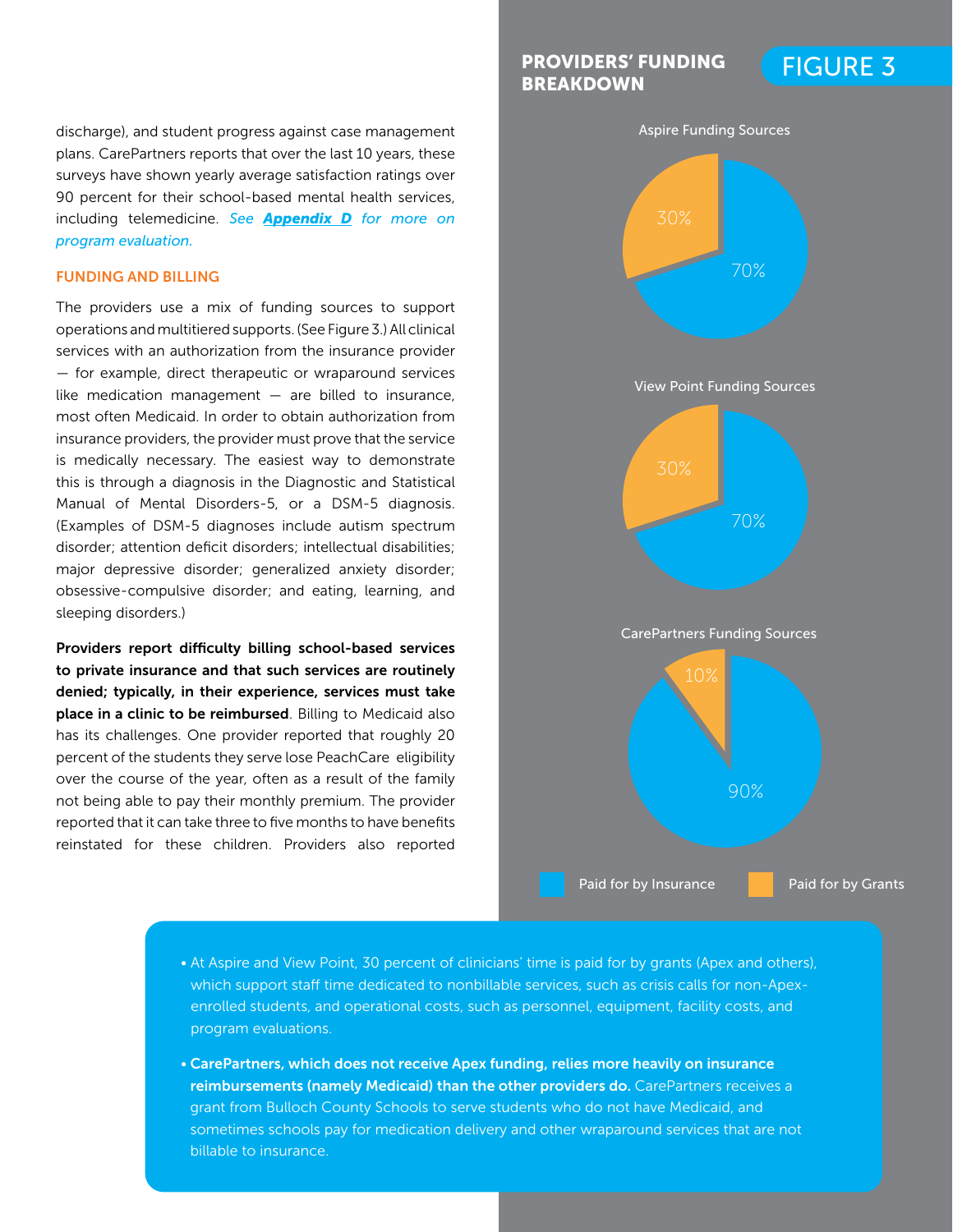discharge), and student progress against case management plans. CarePartners reports that over the last 10 years, these surveys have shown yearly average satisfaction ratings over 90 percent for their school-based mental health services, including telemedicine. *See **Appendix D** for more on program evaluation.*

### FUNDING AND BILLING

The providers use a mix of funding sources to support operations and multitiered supports. (See Figure 3.) All clinical services with an authorization from the insurance provider — for example, direct therapeutic or wraparound services like medication management — are billed to insurance, most often Medicaid. In order to obtain authorization from insurance providers, the provider must prove that the service is medically necessary. The easiest way to demonstrate this is through a diagnosis in the Diagnostic and Statistical Manual of Mental Disorders-5, or a DSM-5 diagnosis. (Examples of DSM-5 diagnoses include autism spectrum disorder; attention deficit disorders; intellectual disabilities; major depressive disorder; generalized anxiety disorder; obsessive-compulsive disorder; and eating, learning, and sleeping disorders.)

**Providers report difficulty billing school-based services to private insurance and that such services are routinely denied; typically, in their experience, services must take place in a clinic to be reimbursed**. Billing to Medicaid also has its challenges. One provider reported that roughly 20 percent of the students they serve lose PeachCare eligibility over the course of the year, often as a result of the family not being able to pay their monthly premium. The provider reported that it can take three to five months to have benefits reinstated for these children. Providers also reported

## PROVIDERS' FUNDING BREAKDOWN

FIGURE 3

| Provider | Paid for by Insurance | Paid for by Grants |
|---|---|---|
| Aspire Funding Sources | 70% | 30% |
| View Point Funding Sources | 70% | 30% |
| CarePartners Funding Sources | 90% | 10% |

- At Aspire and View Point, 30 percent of clinicians' time is paid for by grants (Apex and others), which support staff time dedicated to nonbillable services, such as crisis calls for non-Apex-enrolled students, and operational costs, such as personnel, equipment, facility costs, and program evaluations.
- **CarePartners, which does not receive Apex funding, relies more heavily on insurance reimbursements (namely Medicaid) than the other providers do.** CarePartners receives a grant from Bulloch County Schools to serve students who do not have Medicaid, and sometimes schools pay for medication delivery and other wraparound services that are not billable to insurance.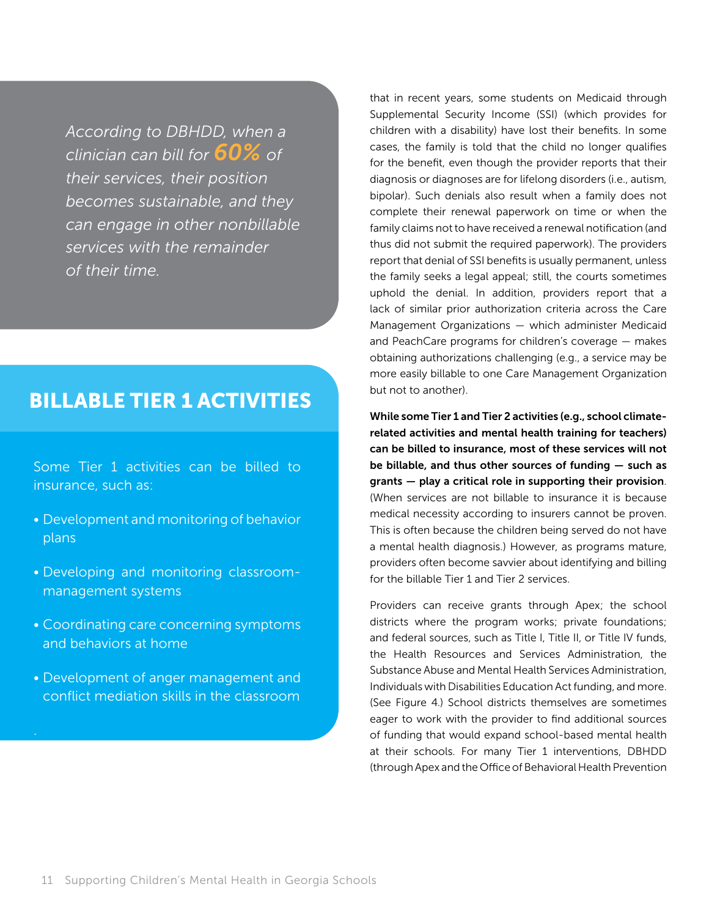*According to DBHDD, when a clinician can bill for **60%** of their services, their position becomes sustainable, and they can engage in other nonbillable services with the remainder of their time.*

## BILLABLE TIER 1 ACTIVITIES

Some Tier 1 activities can be billed to insurance, such as:

- Development and monitoring of behavior plans
- Developing and monitoring classroom-management systems
- Coordinating care concerning symptoms and behaviors at home
- Development of anger management and conflict mediation skills in the classroom

that in recent years, some students on Medicaid through Supplemental Security Income (SSI) (which provides for children with a disability) have lost their benefits. In some cases, the family is told that the child no longer qualifies for the benefit, even though the provider reports that their diagnosis or diagnoses are for lifelong disorders (i.e., autism, bipolar). Such denials also result when a family does not complete their renewal paperwork on time or when the family claims not to have received a renewal notification (and thus did not submit the required paperwork). The providers report that denial of SSI benefits is usually permanent, unless the family seeks a legal appeal; still, the courts sometimes uphold the denial. In addition, providers report that a lack of similar prior authorization criteria across the Care Management Organizations — which administer Medicaid and PeachCare programs for children's coverage — makes obtaining authorizations challenging (e.g., a service may be more easily billable to one Care Management Organization but not to another).

**While some Tier 1 and Tier 2 activities (e.g., school climate-related activities and mental health training for teachers) can be billed to insurance, most of these services will not be billable, and thus other sources of funding — such as grants — play a critical role in supporting their provision**. (When services are not billable to insurance it is because medical necessity according to insurers cannot be proven. This is often because the children being served do not have a mental health diagnosis.) However, as programs mature, providers often become savvier about identifying and billing for the billable Tier 1 and Tier 2 services.

Providers can receive grants through Apex; the school districts where the program works; private foundations; and federal sources, such as Title I, Title II, or Title IV funds, the Health Resources and Services Administration, the Substance Abuse and Mental Health Services Administration, Individuals with Disabilities Education Act funding, and more. (See Figure 4.) School districts themselves are sometimes eager to work with the provider to find additional sources of funding that would expand school-based mental health at their schools. For many Tier 1 interventions, DBHDD (through Apex and the Office of Behavioral Health Prevention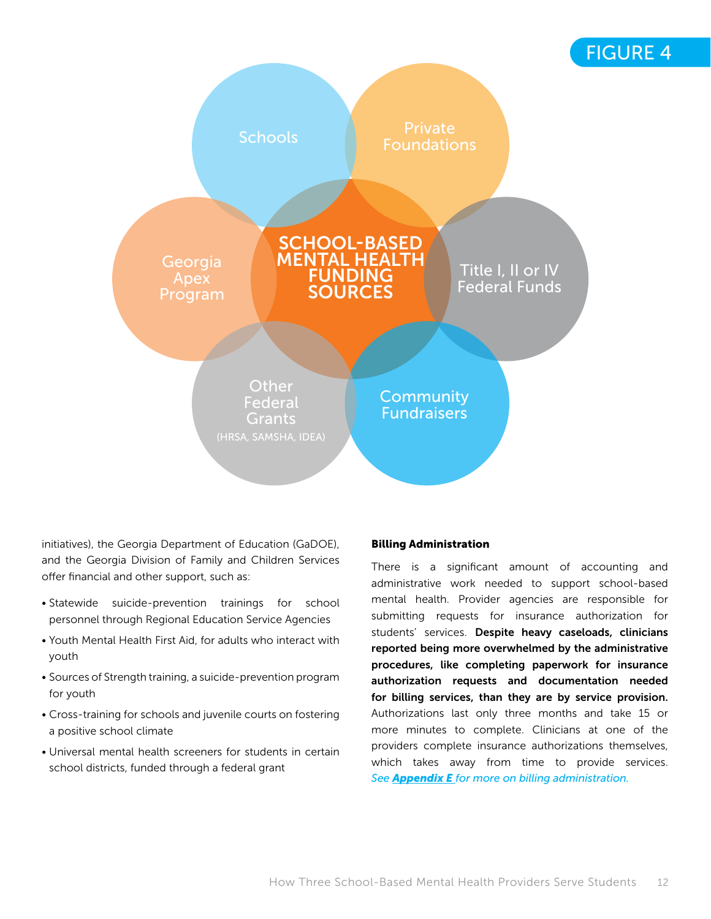FIGURE 4

**SCHOOL-BASED MENTAL HEALTH FUNDING SOURCES**

- Schools
- Private Foundations
- Title I, II or IV Federal Funds
- Community Fundraisers
- Other Federal Grants (HRSA, SAMSHA, IDEA)
- Georgia Apex Program

initiatives), the Georgia Department of Education (GaDOE), and the Georgia Division of Family and Children Services offer financial and other support, such as:

- Statewide suicide-prevention trainings for school personnel through Regional Education Service Agencies
- Youth Mental Health First Aid, for adults who interact with youth
- Sources of Strength training, a suicide-prevention program for youth
- Cross-training for schools and juvenile courts on fostering a positive school climate
- Universal mental health screeners for students in certain school districts, funded through a federal grant

**Billing Administration**

There is a significant amount of accounting and administrative work needed to support school-based mental health. Provider agencies are responsible for submitting requests for insurance authorization for students' services. **Despite heavy caseloads, clinicians reported being more overwhelmed by the administrative procedures, like completing paperwork for insurance authorization requests and documentation needed for billing services, than they are by service provision.** Authorizations last only three months and take 15 or more minutes to complete. Clinicians at one of the providers complete insurance authorizations themselves, which takes away from time to provide services. *See **Appendix E** for more on billing administration.*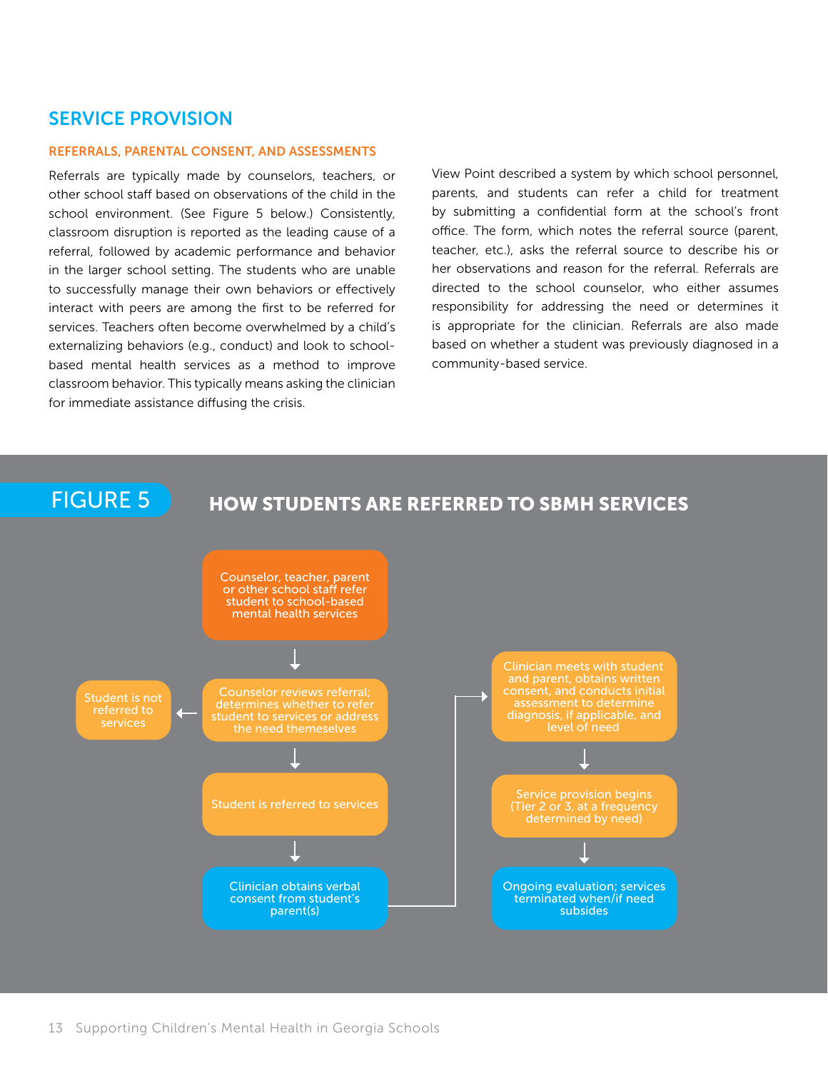## SERVICE PROVISION

### REFERRALS, PARENTAL CONSENT, AND ASSESSMENTS

Referrals are typically made by counselors, teachers, or other school staff based on observations of the child in the school environment. (See Figure 5 below.) Consistently, classroom disruption is reported as the leading cause of a referral, followed by academic performance and behavior in the larger school setting. The students who are unable to successfully manage their own behaviors or effectively interact with peers are among the first to be referred for services. Teachers often become overwhelmed by a child's externalizing behaviors (e.g., conduct) and look to school-based mental health services as a method to improve classroom behavior. This typically means asking the clinician for immediate assistance diffusing the crisis.

View Point described a system by which school personnel, parents, and students can refer a child for treatment by submitting a confidential form at the school's front office. The form, which notes the referral source (parent, teacher, etc.), asks the referral source to describe his or her observations and reason for the referral. Referrals are directed to the school counselor, who either assumes responsibility for addressing the need or determines it is appropriate for the clinician. Referrals are also made based on whether a student was previously diagnosed in a community-based service.

FIGURE 5 HOW STUDENTS ARE REFERRED TO SBMH SERVICES

Counselor, teacher, parent or other school staff refer student to school-based mental health services

↓

Counselor reviews referral; determines whether to refer student to services or address the need themeselves → Student is not referred to services

↓

Student is referred to services

↓

Clinician obtains verbal consent from student's parent(s)

→

Clinician meets with student and parent, obtains written consent, and conducts initial assessment to determine diagnosis, if applicable, and level of need

↓

Service provision begins (Tier 2 or 3, at a frequency determined by need)

↓

Ongoing evaluation; services terminated when/if need subsides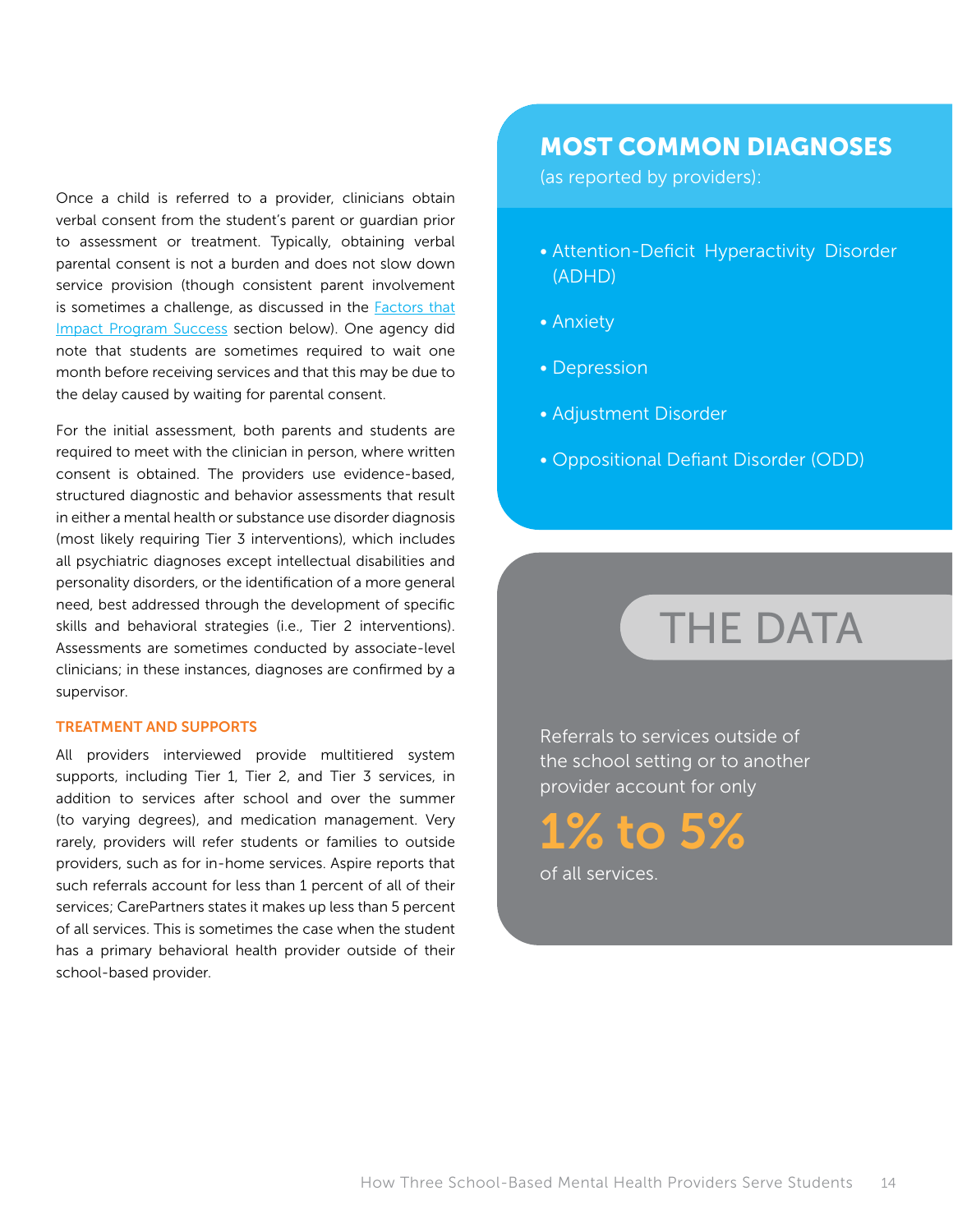Once a child is referred to a provider, clinicians obtain verbal consent from the student's parent or guardian prior to assessment or treatment. Typically, obtaining verbal parental consent is not a burden and does not slow down service provision (though consistent parent involvement is sometimes a challenge, as discussed in the Factors that Impact Program Success section below). One agency did note that students are sometimes required to wait one month before receiving services and that this may be due to the delay caused by waiting for parental consent.

For the initial assessment, both parents and students are required to meet with the clinician in person, where written consent is obtained. The providers use evidence-based, structured diagnostic and behavior assessments that result in either a mental health or substance use disorder diagnosis (most likely requiring Tier 3 interventions), which includes all psychiatric diagnoses except intellectual disabilities and personality disorders, or the identification of a more general need, best addressed through the development of specific skills and behavioral strategies (i.e., Tier 2 interventions). Assessments are sometimes conducted by associate-level clinicians; in these instances, diagnoses are confirmed by a supervisor.

### TREATMENT AND SUPPORTS

All providers interviewed provide multitiered system supports, including Tier 1, Tier 2, and Tier 3 services, in addition to services after school and over the summer (to varying degrees), and medication management. Very rarely, providers will refer students or families to outside providers, such as for in-home services. Aspire reports that such referrals account for less than 1 percent of all of their services; CarePartners states it makes up less than 5 percent of all services. This is sometimes the case when the student has a primary behavioral health provider outside of their school-based provider.

## MOST COMMON DIAGNOSES

(as reported by providers):

- Attention-Deficit Hyperactivity Disorder (ADHD)
- Anxiety
- Depression
- Adjustment Disorder
- Oppositional Defiant Disorder (ODD)

## THE DATA

Referrals to services outside of the school setting or to another provider account for only

**1% to 5%**

of all services.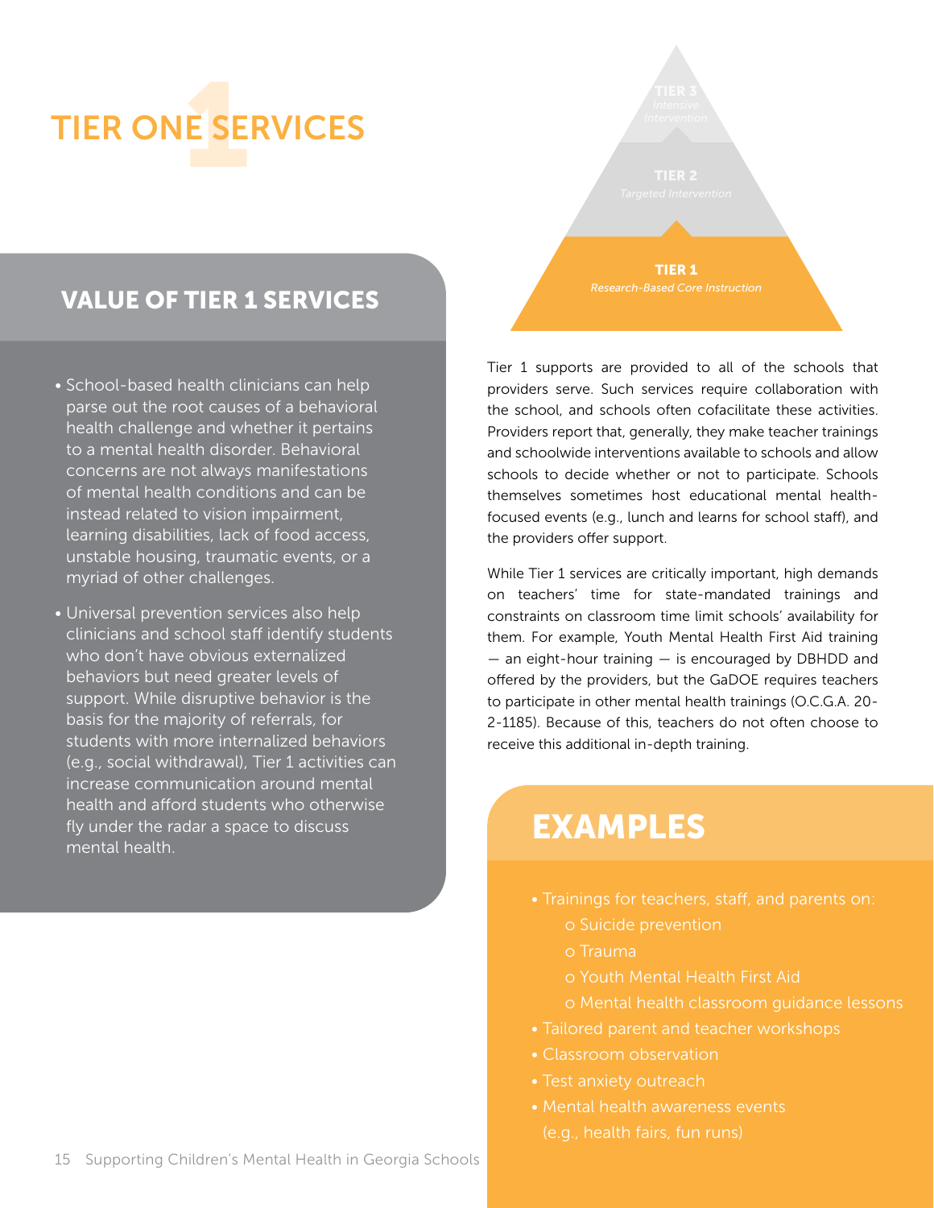# TIER ONE SERVICES

TIER 3
*Intensive Intervention*

TIER 2
*Targeted Intervention*

TIER 1
*Research-Based Core Instruction*

## VALUE OF TIER 1 SERVICES

- School-based health clinicians can help parse out the root causes of a behavioral health challenge and whether it pertains to a mental health disorder. Behavioral concerns are not always manifestations of mental health conditions and can be instead related to vision impairment, learning disabilities, lack of food access, unstable housing, traumatic events, or a myriad of other challenges.
- Universal prevention services also help clinicians and school staff identify students who don't have obvious externalized behaviors but need greater levels of support. While disruptive behavior is the basis for the majority of referrals, for students with more internalized behaviors (e.g., social withdrawal), Tier 1 activities can increase communication around mental health and afford students who otherwise fly under the radar a space to discuss mental health.

Tier 1 supports are provided to all of the schools that providers serve. Such services require collaboration with the school, and schools often cofacilitate these activities. Providers report that, generally, they make teacher trainings and schoolwide interventions available to schools and allow schools to decide whether or not to participate. Schools themselves sometimes host educational mental health-focused events (e.g., lunch and learns for school staff), and the providers offer support.

While Tier 1 services are critically important, high demands on teachers' time for state-mandated trainings and constraints on classroom time limit schools' availability for them. For example, Youth Mental Health First Aid training — an eight-hour training — is encouraged by DBHDD and offered by the providers, but the GaDOE requires teachers to participate in other mental health trainings (O.C.G.A. 20-2-1185). Because of this, teachers do not often choose to receive this additional in-depth training.

## EXAMPLES

- Trainings for teachers, staff, and parents on:
  - Suicide prevention
  - Trauma
  - Youth Mental Health First Aid
  - Mental health classroom guidance lessons
- Tailored parent and teacher workshops
- Classroom observation
- Test anxiety outreach
- Mental health awareness events (e.g., health fairs, fun runs)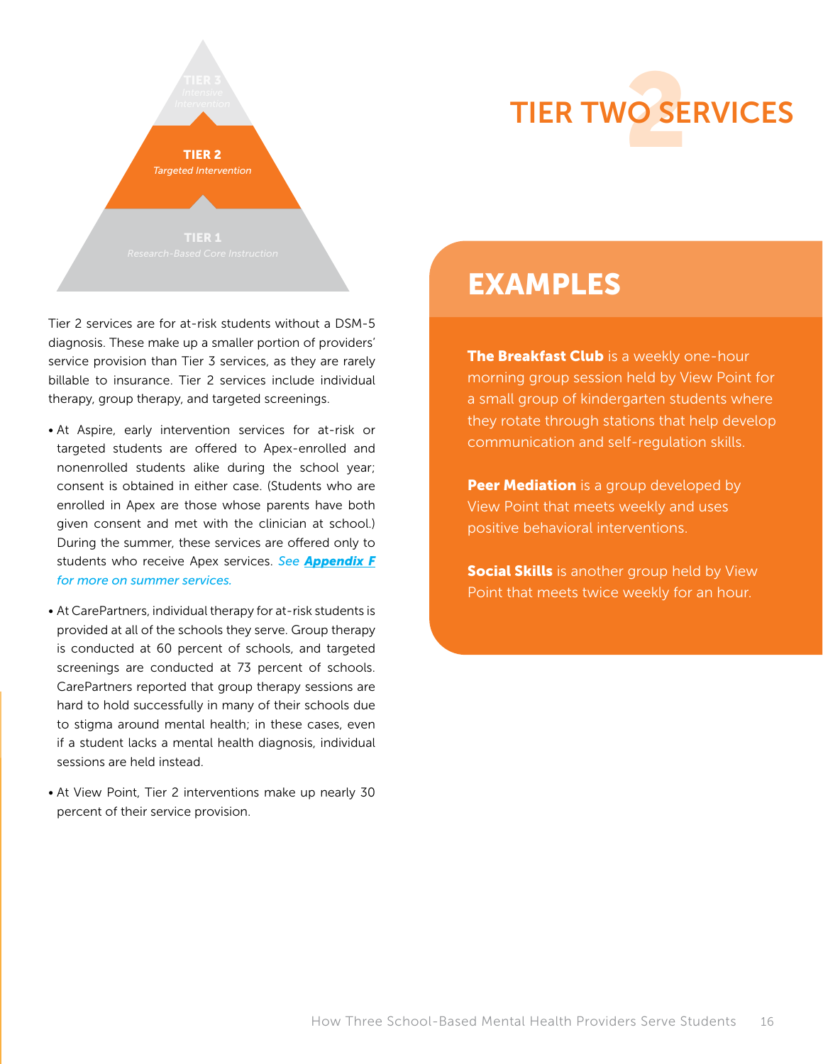# TIER TWO SERVICES

TIER 3
*Intensive Intervention*

TIER 2
*Targeted Intervention*

TIER 1
*Research-Based Core Instruction*

Tier 2 services are for at-risk students without a DSM-5 diagnosis. These make up a smaller portion of providers' service provision than Tier 3 services, as they are rarely billable to insurance. Tier 2 services include individual therapy, group therapy, and targeted screenings.

- At Aspire, early intervention services for at-risk or targeted students are offered to Apex-enrolled and nonenrolled students alike during the school year; consent is obtained in either case. (Students who are enrolled in Apex are those whose parents have both given consent and met with the clinician at school.) During the summer, these services are offered only to students who receive Apex services. *See **Appendix F** for more on summer services.*
- At CarePartners, individual therapy for at-risk students is provided at all of the schools they serve. Group therapy is conducted at 60 percent of schools, and targeted screenings are conducted at 73 percent of schools. CarePartners reported that group therapy sessions are hard to hold successfully in many of their schools due to stigma around mental health; in these cases, even if a student lacks a mental health diagnosis, individual sessions are held instead.
- At View Point, Tier 2 interventions make up nearly 30 percent of their service provision.

## EXAMPLES

**The Breakfast Club** is a weekly one-hour morning group session held by View Point for a small group of kindergarten students where they rotate through stations that help develop communication and self-regulation skills.

**Peer Mediation** is a group developed by View Point that meets weekly and uses positive behavioral interventions.

**Social Skills** is another group held by View Point that meets twice weekly for an hour.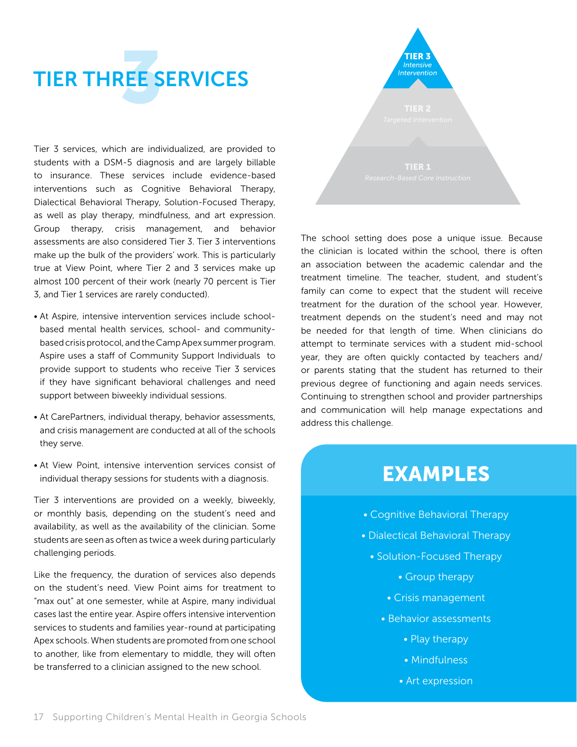# TIER THREE SERVICES

Tier 3 services, which are individualized, are provided to students with a DSM-5 diagnosis and are largely billable to insurance. These services include evidence-based interventions such as Cognitive Behavioral Therapy, Dialectical Behavioral Therapy, Solution-Focused Therapy, as well as play therapy, mindfulness, and art expression. Group therapy, crisis management, and behavior assessments are also considered Tier 3. Tier 3 interventions make up the bulk of the providers' work. This is particularly true at View Point, where Tier 2 and 3 services make up almost 100 percent of their work (nearly 70 percent is Tier 3, and Tier 1 services are rarely conducted).

- At Aspire, intensive intervention services include school-based mental health services, school- and community-based crisis protocol, and the Camp Apex summer program. Aspire uses a staff of Community Support Individuals to provide support to students who receive Tier 3 services if they have significant behavioral challenges and need support between biweekly individual sessions.
- At CarePartners, individual therapy, behavior assessments, and crisis management are conducted at all of the schools they serve.
- At View Point, intensive intervention services consist of individual therapy sessions for students with a diagnosis.

Tier 3 interventions are provided on a weekly, biweekly, or monthly basis, depending on the student's need and availability, as well as the availability of the clinician. Some students are seen as often as twice a week during particularly challenging periods.

Like the frequency, the duration of services also depends on the student's need. View Point aims for treatment to "max out" at one semester, while at Aspire, many individual cases last the entire year. Aspire offers intensive intervention services to students and families year-round at participating Apex schools. When students are promoted from one school to another, like from elementary to middle, they will often be transferred to a clinician assigned to the new school.

**TIER 3** *Intensive Intervention*
**TIER 2** *Targeted Intervention*
**TIER 1** *Research-Based Core Instruction*

The school setting does pose a unique issue. Because the clinician is located within the school, there is often an association between the academic calendar and the treatment timeline. The teacher, student, and student's family can come to expect that the student will receive treatment for the duration of the school year. However, treatment depends on the student's need and may not be needed for that length of time. When clinicians do attempt to terminate services with a student mid-school year, they are often quickly contacted by teachers and/or parents stating that the student has returned to their previous degree of functioning and again needs services. Continuing to strengthen school and provider partnerships and communication will help manage expectations and address this challenge.

## EXAMPLES

- Cognitive Behavioral Therapy
- Dialectical Behavioral Therapy
- Solution-Focused Therapy
- Group therapy
- Crisis management
- Behavior assessments
- Play therapy
- Mindfulness
- Art expression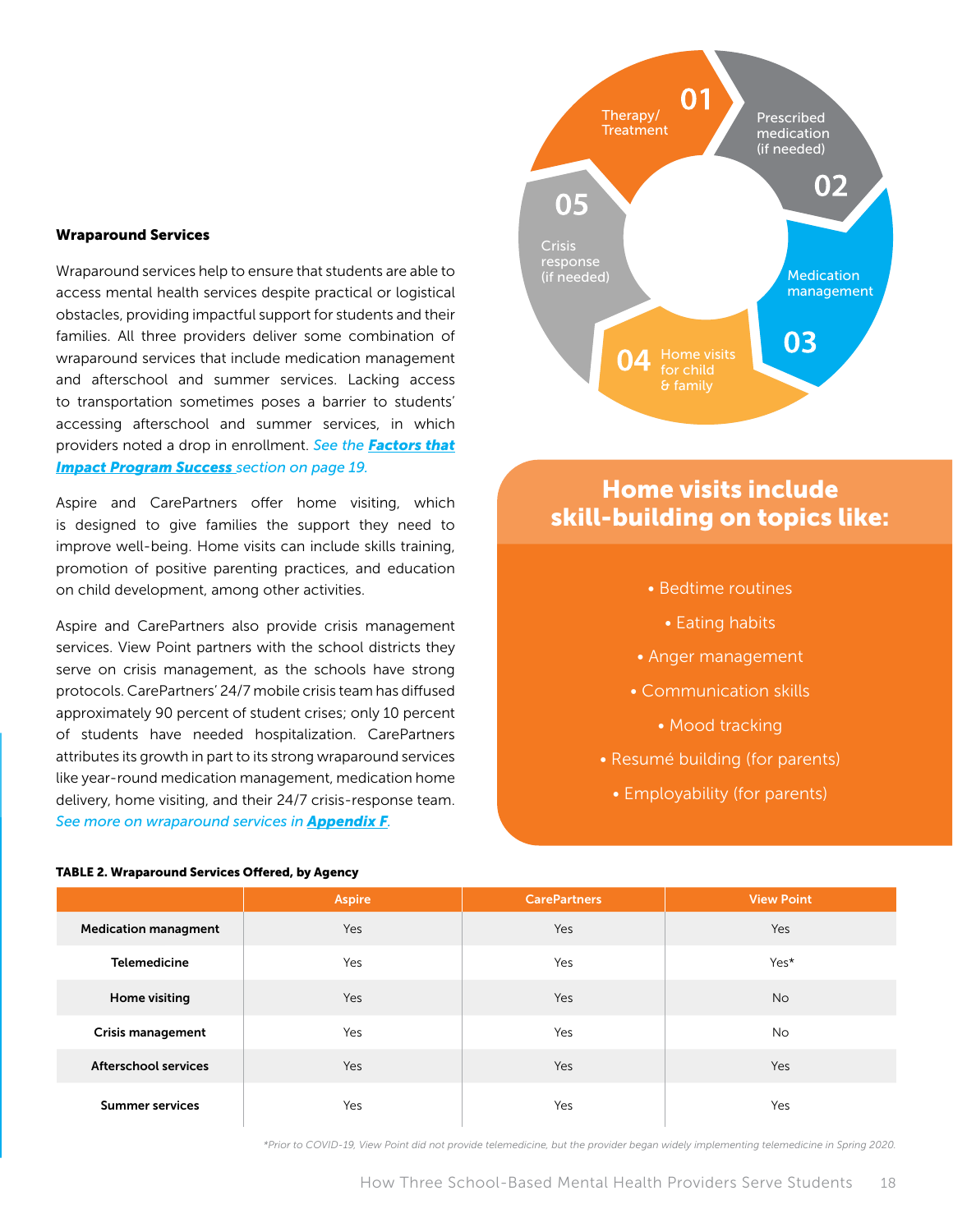### Wraparound Services

Wraparound services help to ensure that students are able to access mental health services despite practical or logistical obstacles, providing impactful support for students and their families. All three providers deliver some combination of wraparound services that include medication management and afterschool and summer services. Lacking access to transportation sometimes poses a barrier to students' accessing afterschool and summer services, in which providers noted a drop in enrollment. *See the* ***Factors that Impact Program Success*** *section on page 19.*

Aspire and CarePartners offer home visiting, which is designed to give families the support they need to improve well-being. Home visits can include skills training, promotion of positive parenting practices, and education on child development, among other activities.

Aspire and CarePartners also provide crisis management services. View Point partners with the school districts they serve on crisis management, as the schools have strong protocols. CarePartners' 24/7 mobile crisis team has diffused approximately 90 percent of student crises; only 10 percent of students have needed hospitalization. CarePartners attributes its growth in part to its strong wraparound services like year-round medication management, medication home delivery, home visiting, and their 24/7 crisis-response team. *See more on wraparound services in* ***Appendix F****.*

01 Therapy/ Treatment

02 Prescribed medication (if needed)

03 Medication management

04 Home visits for child & family

05 Crisis response (if needed)

**Home visits include skill-building on topics like:**

- Bedtime routines
- Eating habits
- Anger management
- Communication skills
- Mood tracking
- Resumé building (for parents)
- Employability (for parents)

**TABLE 2. Wraparound Services Offered, by Agency**

| | Aspire | CarePartners | View Point |
|---|---|---|---|
| **Medication managment** | Yes | Yes | Yes |
| **Telemedicine** | Yes | Yes | Yes* |
| **Home visiting** | Yes | Yes | No |
| **Crisis management** | Yes | Yes | No |
| **Afterschool services** | Yes | Yes | Yes |
| **Summer services** | Yes | Yes | Yes |

*\*Prior to COVID-19, View Point did not provide telemedicine, but the provider began widely implementing telemedicine in Spring 2020.*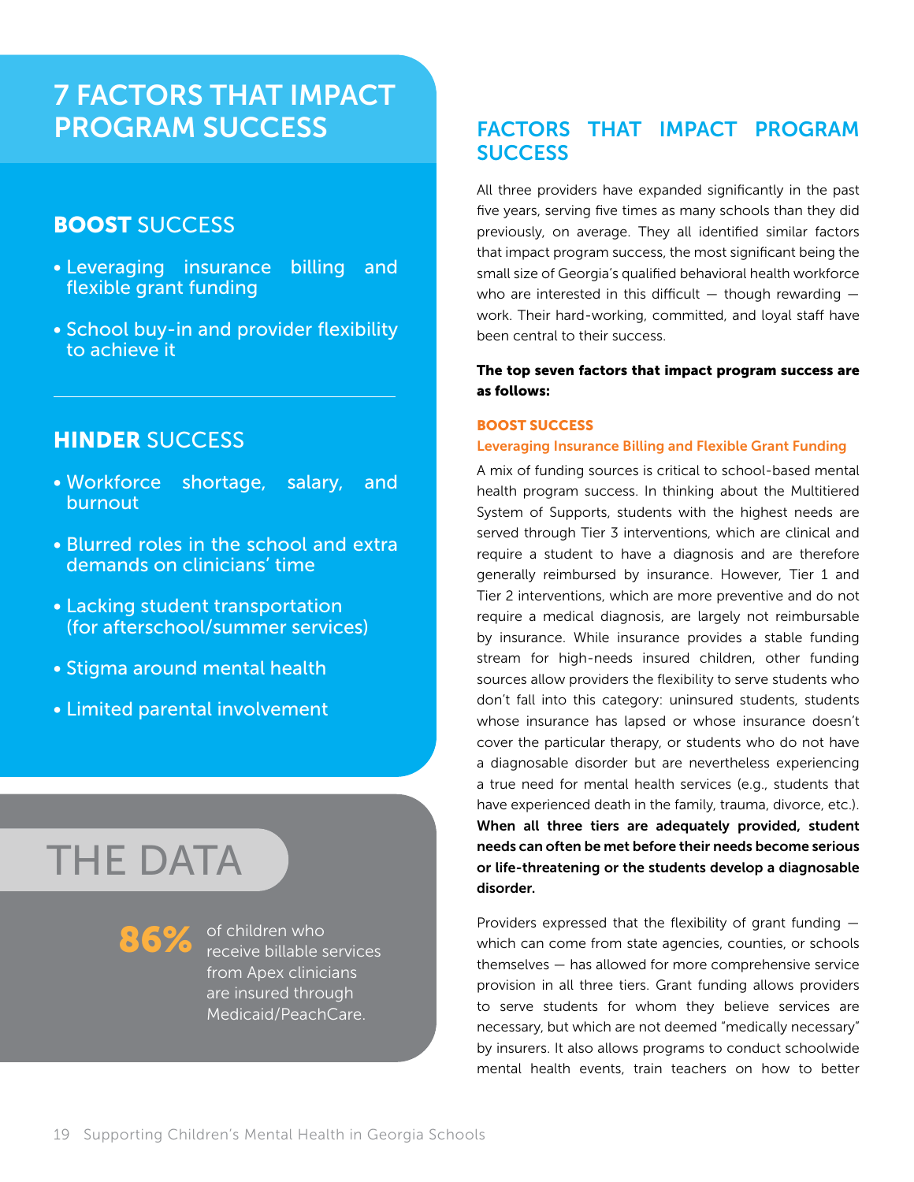# 7 FACTORS THAT IMPACT PROGRAM SUCCESS

## BOOST SUCCESS

- Leveraging insurance billing and flexible grant funding
- School buy-in and provider flexibility to achieve it

## HINDER SUCCESS

- Workforce shortage, salary, and burnout
- Blurred roles in the school and extra demands on clinicians' time
- Lacking student transportation (for afterschool/summer services)
- Stigma around mental health
- Limited parental involvement

## THE DATA

**86%** of children who receive billable services from Apex clinicians are insured through Medicaid/PeachCare.

## FACTORS THAT IMPACT PROGRAM SUCCESS

All three providers have expanded significantly in the past five years, serving five times as many schools than they did previously, on average. They all identified similar factors that impact program success, the most significant being the small size of Georgia's qualified behavioral health workforce who are interested in this difficult — though rewarding — work. Their hard-working, committed, and loyal staff have been central to their success.

**The top seven factors that impact program success are as follows:**

### BOOST SUCCESS

#### Leveraging Insurance Billing and Flexible Grant Funding

A mix of funding sources is critical to school-based mental health program success. In thinking about the Multitiered System of Supports, students with the highest needs are served through Tier 3 interventions, which are clinical and require a student to have a diagnosis and are therefore generally reimbursed by insurance. However, Tier 1 and Tier 2 interventions, which are more preventive and do not require a medical diagnosis, are largely not reimbursable by insurance. While insurance provides a stable funding stream for high-needs insured children, other funding sources allow providers the flexibility to serve students who don't fall into this category: uninsured students, students whose insurance has lapsed or whose insurance doesn't cover the particular therapy, or students who do not have a diagnosable disorder but are nevertheless experiencing a true need for mental health services (e.g., students that have experienced death in the family, trauma, divorce, etc.). **When all three tiers are adequately provided, student needs can often be met before their needs become serious or life-threatening or the students develop a diagnosable disorder.**

Providers expressed that the flexibility of grant funding — which can come from state agencies, counties, or schools themselves — has allowed for more comprehensive service provision in all three tiers. Grant funding allows providers to serve students for whom they believe services are necessary, but which are not deemed "medically necessary" by insurers. It also allows programs to conduct schoolwide mental health events, train teachers on how to better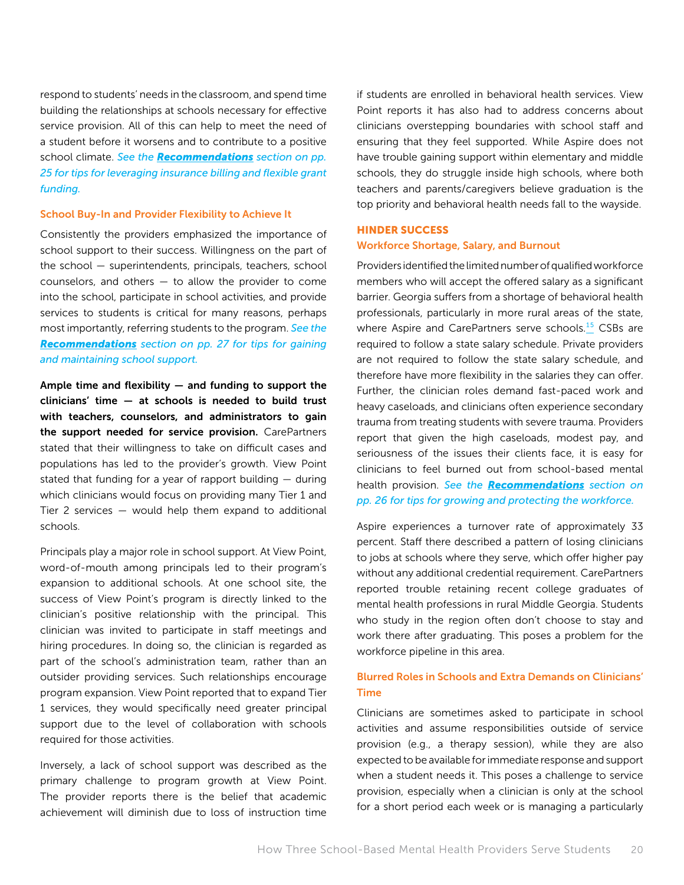respond to students' needs in the classroom, and spend time building the relationships at schools necessary for effective service provision. All of this can help to meet the need of a student before it worsens and to contribute to a positive school climate. *See the **Recommendations** section on pp. 25 for tips for leveraging insurance billing and flexible grant funding.*

### School Buy-In and Provider Flexibility to Achieve It

Consistently the providers emphasized the importance of school support to their success. Willingness on the part of the school — superintendents, principals, teachers, school counselors, and others — to allow the provider to come into the school, participate in school activities, and provide services to students is critical for many reasons, perhaps most importantly, referring students to the program. *See the **Recommendations** section on pp. 27 for tips for gaining and maintaining school support.*

**Ample time and flexibility — and funding to support the clinicians' time — at schools is needed to build trust with teachers, counselors, and administrators to gain the support needed for service provision.** CarePartners stated that their willingness to take on difficult cases and populations has led to the provider's growth. View Point stated that funding for a year of rapport building — during which clinicians would focus on providing many Tier 1 and Tier 2 services — would help them expand to additional schools.

Principals play a major role in school support. At View Point, word-of-mouth among principals led to their program's expansion to additional schools. At one school site, the success of View Point's program is directly linked to the clinician's positive relationship with the principal. This clinician was invited to participate in staff meetings and hiring procedures. In doing so, the clinician is regarded as part of the school's administration team, rather than an outsider providing services. Such relationships encourage program expansion. View Point reported that to expand Tier 1 services, they would specifically need greater principal support due to the level of collaboration with schools required for those activities.

Inversely, a lack of school support was described as the primary challenge to program growth at View Point. The provider reports there is the belief that academic achievement will diminish due to loss of instruction time if students are enrolled in behavioral health services. View Point reports it has also had to address concerns about clinicians overstepping boundaries with school staff and ensuring that they feel supported. While Aspire does not have trouble gaining support within elementary and middle schools, they do struggle inside high schools, where both teachers and parents/caregivers believe graduation is the top priority and behavioral health needs fall to the wayside.

## HINDER SUCCESS

### Workforce Shortage, Salary, and Burnout

Providers identified the limited number of qualified workforce members who will accept the offered salary as a significant barrier. Georgia suffers from a shortage of behavioral health professionals, particularly in more rural areas of the state, where Aspire and CarePartners serve schools.[15] CSBs are required to follow a state salary schedule. Private providers are not required to follow the state salary schedule, and therefore have more flexibility in the salaries they can offer. Further, the clinician roles demand fast-paced work and heavy caseloads, and clinicians often experience secondary trauma from treating students with severe trauma. Providers report that given the high caseloads, modest pay, and seriousness of the issues their clients face, it is easy for clinicians to feel burned out from school-based mental health provision. *See the **Recommendations** section on pp. 26 for tips for growing and protecting the workforce.*

Aspire experiences a turnover rate of approximately 33 percent. Staff there described a pattern of losing clinicians to jobs at schools where they serve, which offer higher pay without any additional credential requirement. CarePartners reported trouble retaining recent college graduates of mental health professions in rural Middle Georgia. Students who study in the region often don't choose to stay and work there after graduating. This poses a problem for the workforce pipeline in this area.

### Blurred Roles in Schools and Extra Demands on Clinicians' Time

Clinicians are sometimes asked to participate in school activities and assume responsibilities outside of service provision (e.g., a therapy session), while they are also expected to be available for immediate response and support when a student needs it. This poses a challenge to service provision, especially when a clinician is only at the school for a short period each week or is managing a particularly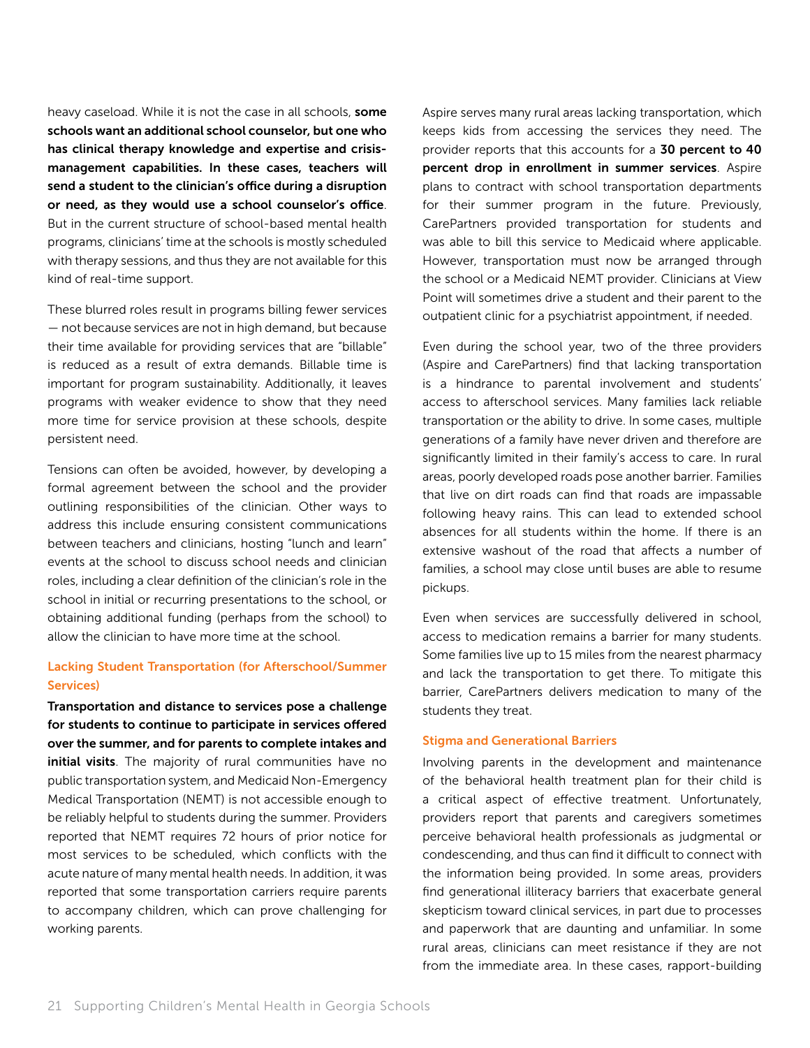heavy caseload. While it is not the case in all schools, **some schools want an additional school counselor, but one who has clinical therapy knowledge and expertise and crisis-management capabilities. In these cases, teachers will send a student to the clinician's office during a disruption or need, as they would use a school counselor's office**. But in the current structure of school-based mental health programs, clinicians' time at the schools is mostly scheduled with therapy sessions, and thus they are not available for this kind of real-time support.

These blurred roles result in programs billing fewer services — not because services are not in high demand, but because their time available for providing services that are "billable" is reduced as a result of extra demands. Billable time is important for program sustainability. Additionally, it leaves programs with weaker evidence to show that they need more time for service provision at these schools, despite persistent need.

Tensions can often be avoided, however, by developing a formal agreement between the school and the provider outlining responsibilities of the clinician. Other ways to address this include ensuring consistent communications between teachers and clinicians, hosting "lunch and learn" events at the school to discuss school needs and clinician roles, including a clear definition of the clinician's role in the school in initial or recurring presentations to the school, or obtaining additional funding (perhaps from the school) to allow the clinician to have more time at the school.

### Lacking Student Transportation (for Afterschool/Summer Services)

**Transportation and distance to services pose a challenge for students to continue to participate in services offered over the summer, and for parents to complete intakes and initial visits**. The majority of rural communities have no public transportation system, and Medicaid Non-Emergency Medical Transportation (NEMT) is not accessible enough to be reliably helpful to students during the summer. Providers reported that NEMT requires 72 hours of prior notice for most services to be scheduled, which conflicts with the acute nature of many mental health needs. In addition, it was reported that some transportation carriers require parents to accompany children, which can prove challenging for working parents.

Aspire serves many rural areas lacking transportation, which keeps kids from accessing the services they need. The provider reports that this accounts for a **30 percent to 40 percent drop in enrollment in summer services**. Aspire plans to contract with school transportation departments for their summer program in the future. Previously, CarePartners provided transportation for students and was able to bill this service to Medicaid where applicable. However, transportation must now be arranged through the school or a Medicaid NEMT provider. Clinicians at View Point will sometimes drive a student and their parent to the outpatient clinic for a psychiatrist appointment, if needed.

Even during the school year, two of the three providers (Aspire and CarePartners) find that lacking transportation is a hindrance to parental involvement and students' access to afterschool services. Many families lack reliable transportation or the ability to drive. In some cases, multiple generations of a family have never driven and therefore are significantly limited in their family's access to care. In rural areas, poorly developed roads pose another barrier. Families that live on dirt roads can find that roads are impassable following heavy rains. This can lead to extended school absences for all students within the home. If there is an extensive washout of the road that affects a number of families, a school may close until buses are able to resume pickups.

Even when services are successfully delivered in school, access to medication remains a barrier for many students. Some families live up to 15 miles from the nearest pharmacy and lack the transportation to get there. To mitigate this barrier, CarePartners delivers medication to many of the students they treat.

### Stigma and Generational Barriers

Involving parents in the development and maintenance of the behavioral health treatment plan for their child is a critical aspect of effective treatment. Unfortunately, providers report that parents and caregivers sometimes perceive behavioral health professionals as judgmental or condescending, and thus can find it difficult to connect with the information being provided. In some areas, providers find generational illiteracy barriers that exacerbate general skepticism toward clinical services, in part due to processes and paperwork that are daunting and unfamiliar. In some rural areas, clinicians can meet resistance if they are not from the immediate area. In these cases, rapport-building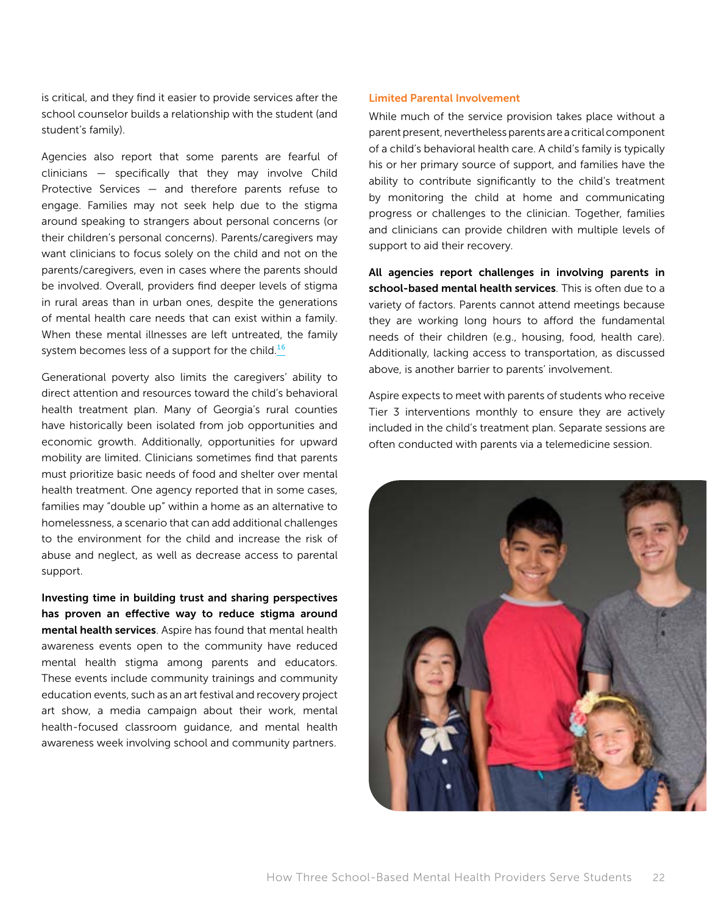is critical, and they find it easier to provide services after the school counselor builds a relationship with the student (and student's family).

Agencies also report that some parents are fearful of clinicians — specifically that they may involve Child Protective Services — and therefore parents refuse to engage. Families may not seek help due to the stigma around speaking to strangers about personal concerns (or their children's personal concerns). Parents/caregivers may want clinicians to focus solely on the child and not on the parents/caregivers, even in cases where the parents should be involved. Overall, providers find deeper levels of stigma in rural areas than in urban ones, despite the generations of mental health care needs that can exist within a family. When these mental illnesses are left untreated, the family system becomes less of a support for the child.[16]

Generational poverty also limits the caregivers' ability to direct attention and resources toward the child's behavioral health treatment plan. Many of Georgia's rural counties have historically been isolated from job opportunities and economic growth. Additionally, opportunities for upward mobility are limited. Clinicians sometimes find that parents must prioritize basic needs of food and shelter over mental health treatment. One agency reported that in some cases, families may "double up" within a home as an alternative to homelessness, a scenario that can add additional challenges to the environment for the child and increase the risk of abuse and neglect, as well as decrease access to parental support.

**Investing time in building trust and sharing perspectives has proven an effective way to reduce stigma around mental health services**. Aspire has found that mental health awareness events open to the community have reduced mental health stigma among parents and educators. These events include community trainings and community education events, such as an art festival and recovery project art show, a media campaign about their work, mental health-focused classroom guidance, and mental health awareness week involving school and community partners.

### Limited Parental Involvement

While much of the service provision takes place without a parent present, nevertheless parents are a critical component of a child's behavioral health care. A child's family is typically his or her primary source of support, and families have the ability to contribute significantly to the child's treatment by monitoring the child at home and communicating progress or challenges to the clinician. Together, families and clinicians can provide children with multiple levels of support to aid their recovery.

**All agencies report challenges in involving parents in school-based mental health services**. This is often due to a variety of factors. Parents cannot attend meetings because they are working long hours to afford the fundamental needs of their children (e.g., housing, food, health care). Additionally, lacking access to transportation, as discussed above, is another barrier to parents' involvement.

Aspire expects to meet with parents of students who receive Tier 3 interventions monthly to ensure they are actively included in the child's treatment plan. Separate sessions are often conducted with parents via a telemedicine session.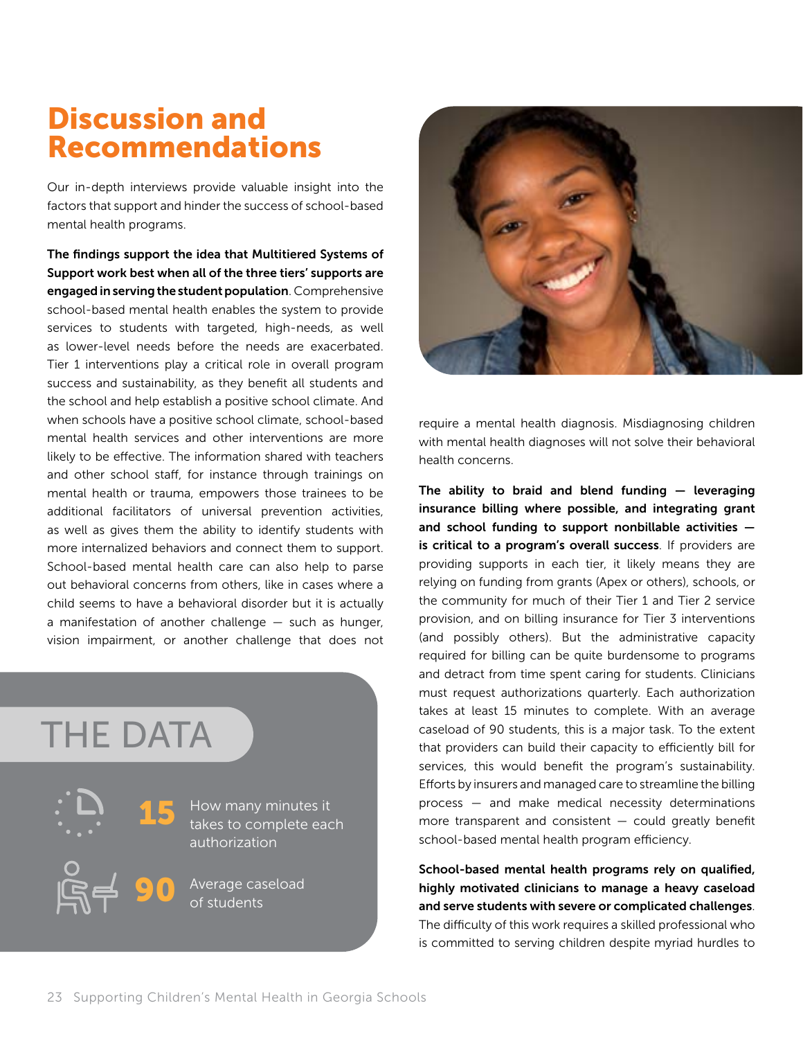# Discussion and Recommendations

Our in-depth interviews provide valuable insight into the factors that support and hinder the success of school-based mental health programs.

**The findings support the idea that Multitiered Systems of Support work best when all of the three tiers' supports are engaged in serving the student population**. Comprehensive school-based mental health enables the system to provide services to students with targeted, high-needs, as well as lower-level needs before the needs are exacerbated. Tier 1 interventions play a critical role in overall program success and sustainability, as they benefit all students and the school and help establish a positive school climate. And when schools have a positive school climate, school-based mental health services and other interventions are more likely to be effective. The information shared with teachers and other school staff, for instance through trainings on mental health or trauma, empowers those trainees to be additional facilitators of universal prevention activities, as well as gives them the ability to identify students with more internalized behaviors and connect them to support. School-based mental health care can also help to parse out behavioral concerns from others, like in cases where a child seems to have a behavioral disorder but it is actually a manifestation of another challenge — such as hunger, vision impairment, or another challenge that does not require a mental health diagnosis. Misdiagnosing children with mental health diagnoses will not solve their behavioral health concerns.

**The ability to braid and blend funding — leveraging insurance billing where possible, and integrating grant and school funding to support nonbillable activities — is critical to a program's overall success**. If providers are providing supports in each tier, it likely means they are relying on funding from grants (Apex or others), schools, or the community for much of their Tier 1 and Tier 2 service provision, and on billing insurance for Tier 3 interventions (and possibly others). But the administrative capacity required for billing can be quite burdensome to programs and detract from time spent caring for students. Clinicians must request authorizations quarterly. Each authorization takes at least 15 minutes to complete. With an average caseload of 90 students, this is a major task. To the extent that providers can build their capacity to efficiently bill for services, this would benefit the program's sustainability. Efforts by insurers and managed care to streamline the billing process — and make medical necessity determinations more transparent and consistent — could greatly benefit school-based mental health program efficiency.

**School-based mental health programs rely on qualified, highly motivated clinicians to manage a heavy caseload and serve students with severe or complicated challenges**. The difficulty of this work requires a skilled professional who is committed to serving children despite myriad hurdles to

## THE DATA

**15** How many minutes it takes to complete each authorization

**90** Average caseload of students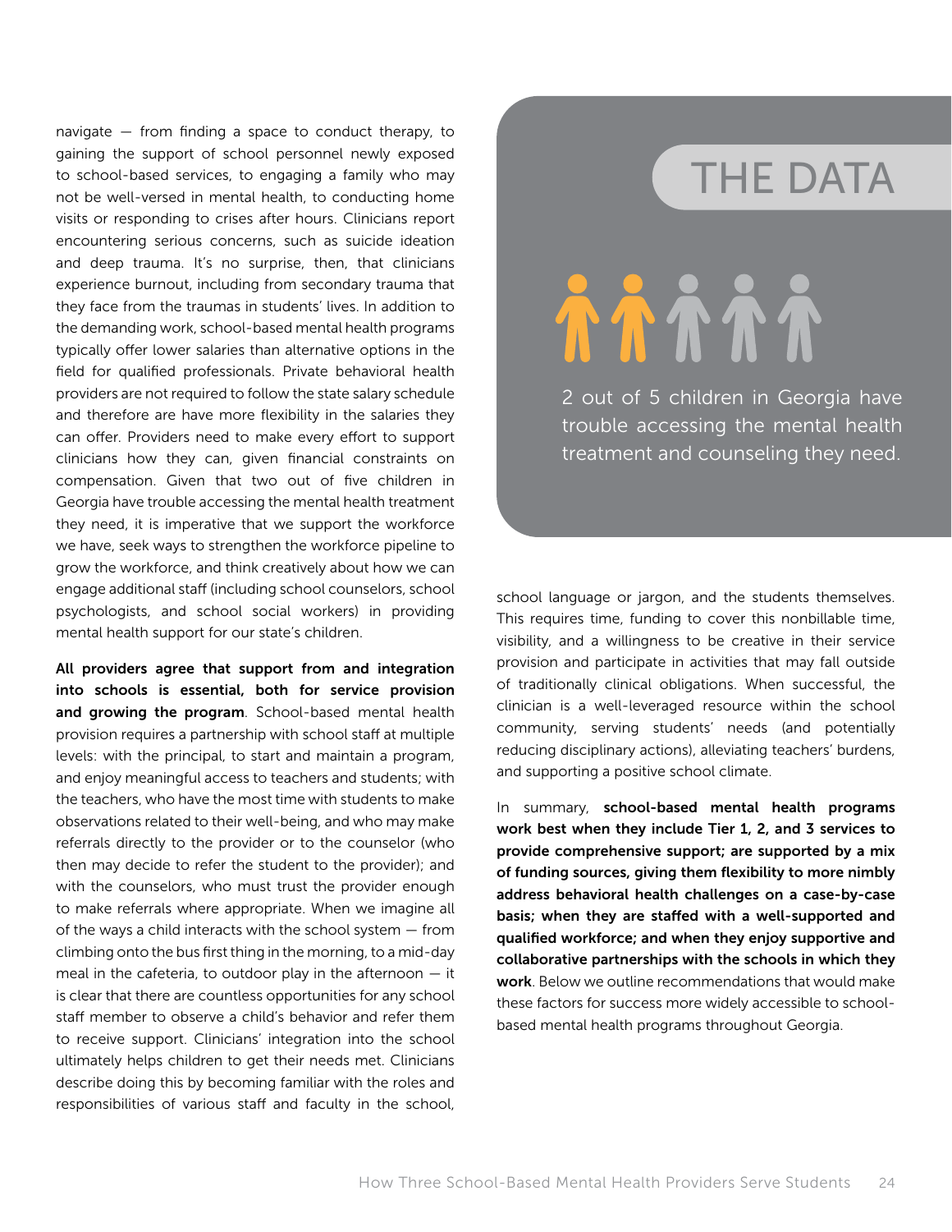navigate — from finding a space to conduct therapy, to gaining the support of school personnel newly exposed to school-based services, to engaging a family who may not be well-versed in mental health, to conducting home visits or responding to crises after hours. Clinicians report encountering serious concerns, such as suicide ideation and deep trauma. It's no surprise, then, that clinicians experience burnout, including from secondary trauma that they face from the traumas in students' lives. In addition to the demanding work, school-based mental health programs typically offer lower salaries than alternative options in the field for qualified professionals. Private behavioral health providers are not required to follow the state salary schedule and therefore are have more flexibility in the salaries they can offer. Providers need to make every effort to support clinicians how they can, given financial constraints on compensation. Given that two out of five children in Georgia have trouble accessing the mental health treatment they need, it is imperative that we support the workforce we have, seek ways to strengthen the workforce pipeline to grow the workforce, and think creatively about how we can engage additional staff (including school counselors, school psychologists, and school social workers) in providing mental health support for our state's children.

**All providers agree that support from and integration into schools is essential, both for service provision and growing the program**. School-based mental health provision requires a partnership with school staff at multiple levels: with the principal, to start and maintain a program, and enjoy meaningful access to teachers and students; with the teachers, who have the most time with students to make observations related to their well-being, and who may make referrals directly to the provider or to the counselor (who then may decide to refer the student to the provider); and with the counselors, who must trust the provider enough to make referrals where appropriate. When we imagine all of the ways a child interacts with the school system — from climbing onto the bus first thing in the morning, to a mid-day meal in the cafeteria, to outdoor play in the afternoon — it is clear that there are countless opportunities for any school staff member to observe a child's behavior and refer them to receive support. Clinicians' integration into the school ultimately helps children to get their needs met. Clinicians describe doing this by becoming familiar with the roles and responsibilities of various staff and faculty in the school, school language or jargon, and the students themselves. This requires time, funding to cover this nonbillable time, visibility, and a willingness to be creative in their service provision and participate in activities that may fall outside of traditionally clinical obligations. When successful, the clinician is a well-leveraged resource within the school community, serving students' needs (and potentially reducing disciplinary actions), alleviating teachers' burdens, and supporting a positive school climate.

## THE DATA

2 out of 5 children in Georgia have trouble accessing the mental health treatment and counseling they need.

In summary, **school-based mental health programs work best when they include Tier 1, 2, and 3 services to provide comprehensive support; are supported by a mix of funding sources, giving them flexibility to more nimbly address behavioral health challenges on a case-by-case basis; when they are staffed with a well-supported and qualified workforce; and when they enjoy supportive and collaborative partnerships with the schools in which they work**. Below we outline recommendations that would make these factors for success more widely accessible to school-based mental health programs throughout Georgia.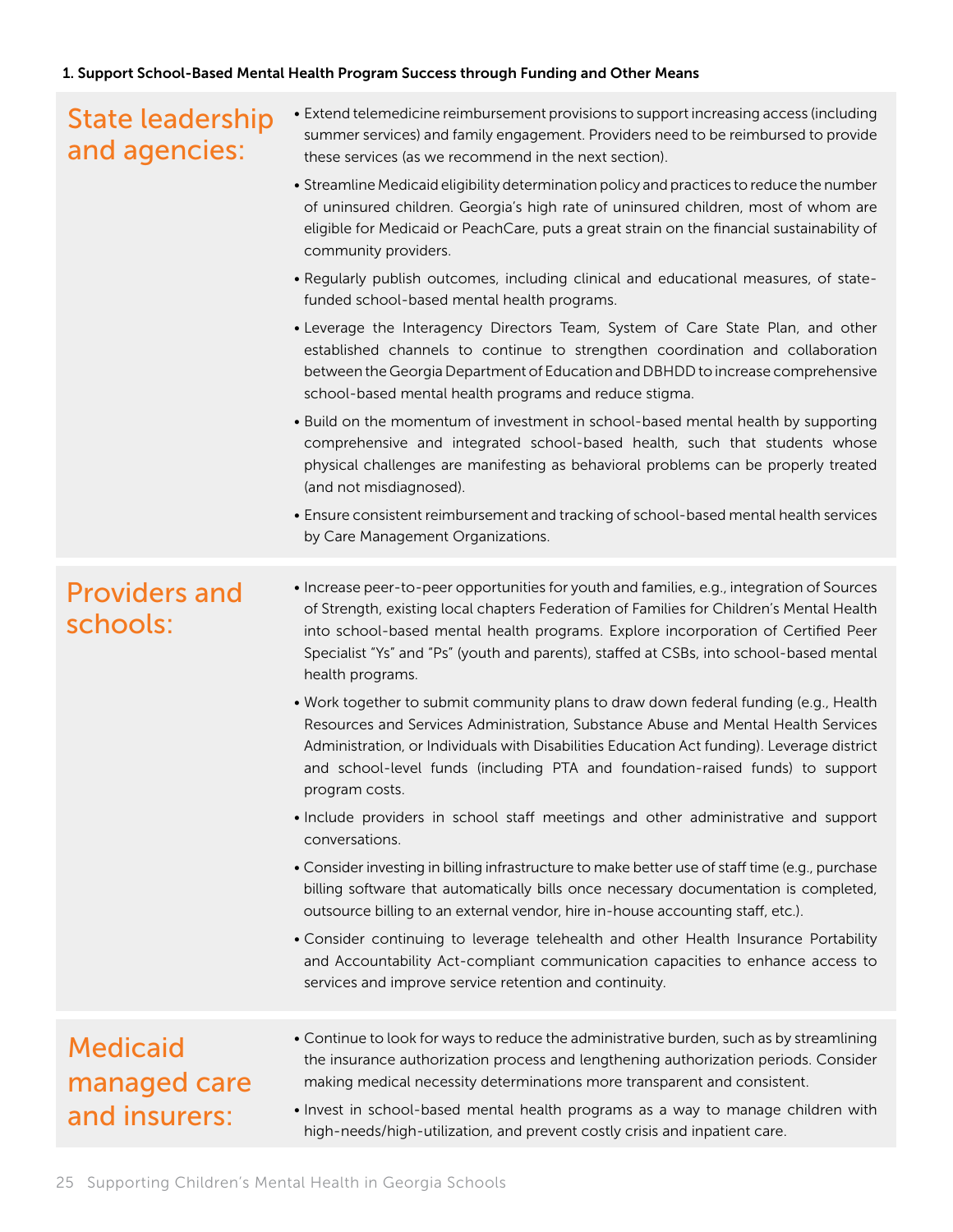**1. Support School-Based Mental Health Program Success through Funding and Other Means**

## State leadership and agencies:

- Extend telemedicine reimbursement provisions to support increasing access (including summer services) and family engagement. Providers need to be reimbursed to provide these services (as we recommend in the next section).
- Streamline Medicaid eligibility determination policy and practices to reduce the number of uninsured children. Georgia's high rate of uninsured children, most of whom are eligible for Medicaid or PeachCare, puts a great strain on the financial sustainability of community providers.
- Regularly publish outcomes, including clinical and educational measures, of state-funded school-based mental health programs.
- Leverage the Interagency Directors Team, System of Care State Plan, and other established channels to continue to strengthen coordination and collaboration between the Georgia Department of Education and DBHDD to increase comprehensive school-based mental health programs and reduce stigma.
- Build on the momentum of investment in school-based mental health by supporting comprehensive and integrated school-based health, such that students whose physical challenges are manifesting as behavioral problems can be properly treated (and not misdiagnosed).
- Ensure consistent reimbursement and tracking of school-based mental health services by Care Management Organizations.

## Providers and schools:

- Increase peer-to-peer opportunities for youth and families, e.g., integration of Sources of Strength, existing local chapters Federation of Families for Children's Mental Health into school-based mental health programs. Explore incorporation of Certified Peer Specialist "Ys" and "Ps" (youth and parents), staffed at CSBs, into school-based mental health programs.
- Work together to submit community plans to draw down federal funding (e.g., Health Resources and Services Administration, Substance Abuse and Mental Health Services Administration, or Individuals with Disabilities Education Act funding). Leverage district and school-level funds (including PTA and foundation-raised funds) to support program costs.
- Include providers in school staff meetings and other administrative and support conversations.
- Consider investing in billing infrastructure to make better use of staff time (e.g., purchase billing software that automatically bills once necessary documentation is completed, outsource billing to an external vendor, hire in-house accounting staff, etc.).
- Consider continuing to leverage telehealth and other Health Insurance Portability and Accountability Act-compliant communication capacities to enhance access to services and improve service retention and continuity.

## Medicaid managed care and insurers:

- Continue to look for ways to reduce the administrative burden, such as by streamlining the insurance authorization process and lengthening authorization periods. Consider making medical necessity determinations more transparent and consistent.
- Invest in school-based mental health programs as a way to manage children with high-needs/high-utilization, and prevent costly crisis and inpatient care.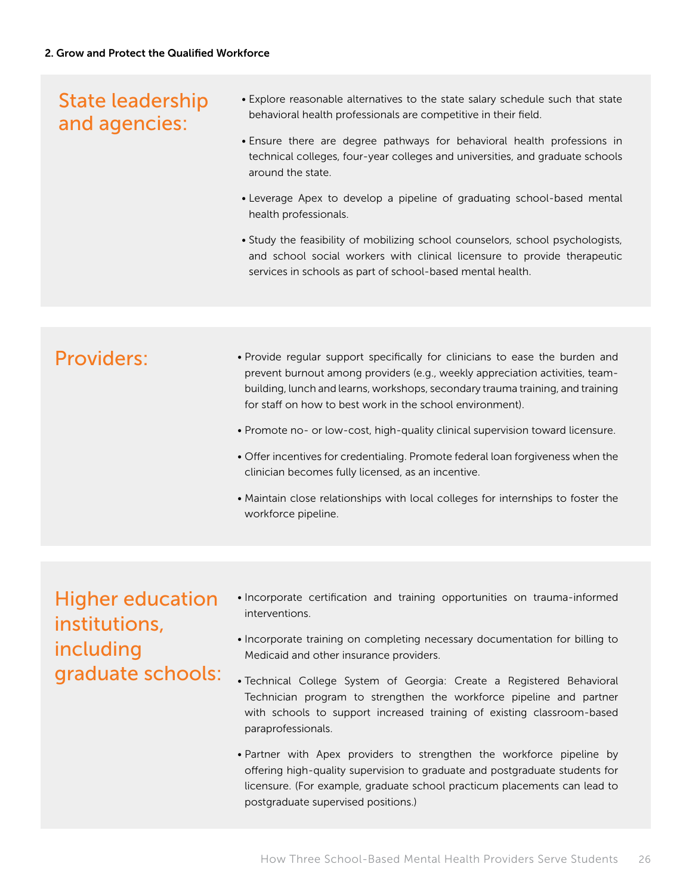**2. Grow and Protect the Qualified Workforce**

## State leadership and agencies:

- Explore reasonable alternatives to the state salary schedule such that state behavioral health professionals are competitive in their field.
- Ensure there are degree pathways for behavioral health professions in technical colleges, four-year colleges and universities, and graduate schools around the state.
- Leverage Apex to develop a pipeline of graduating school-based mental health professionals.
- Study the feasibility of mobilizing school counselors, school psychologists, and school social workers with clinical licensure to provide therapeutic services in schools as part of school-based mental health.

## Providers:

- Provide regular support specifically for clinicians to ease the burden and prevent burnout among providers (e.g., weekly appreciation activities, team-building, lunch and learns, workshops, secondary trauma training, and training for staff on how to best work in the school environment).
- Promote no- or low-cost, high-quality clinical supervision toward licensure.
- Offer incentives for credentialing. Promote federal loan forgiveness when the clinician becomes fully licensed, as an incentive.
- Maintain close relationships with local colleges for internships to foster the workforce pipeline.

## Higher education institutions, including graduate schools:

- Incorporate certification and training opportunities on trauma-informed interventions.
- Incorporate training on completing necessary documentation for billing to Medicaid and other insurance providers.
- Technical College System of Georgia: Create a Registered Behavioral Technician program to strengthen the workforce pipeline and partner with schools to support increased training of existing classroom-based paraprofessionals.
- Partner with Apex providers to strengthen the workforce pipeline by offering high-quality supervision to graduate and postgraduate students for licensure. (For example, graduate school practicum placements can lead to postgraduate supervised positions.)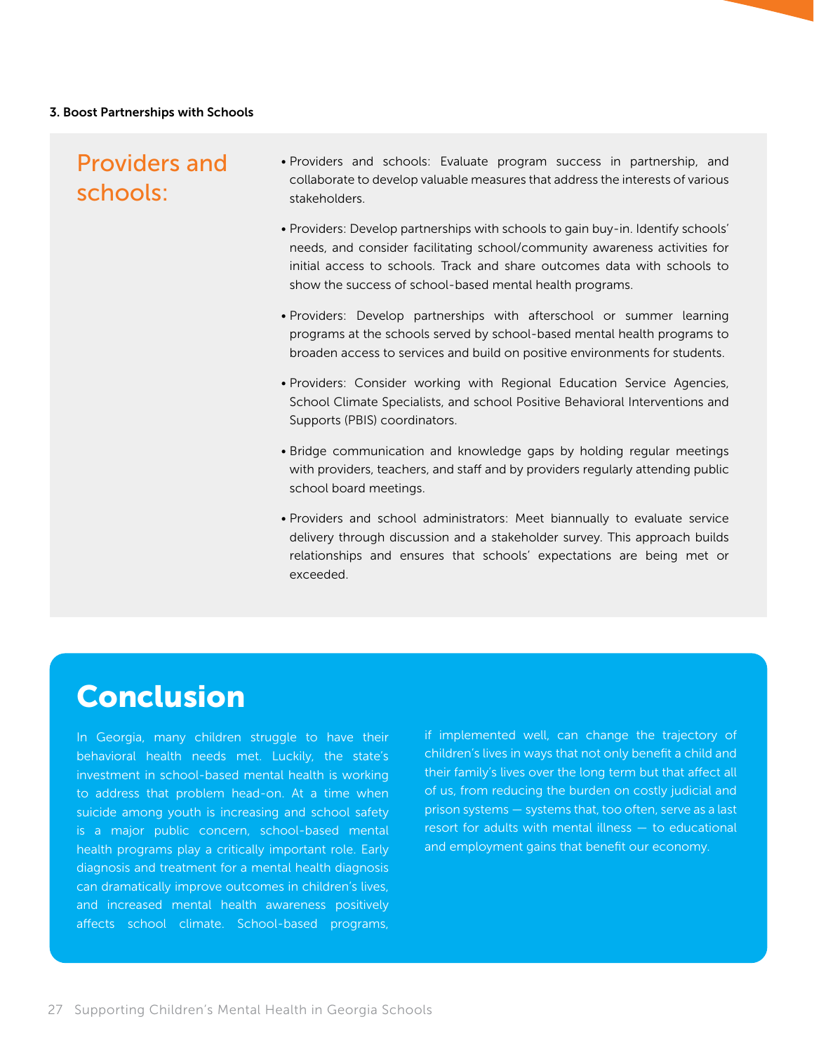**3. Boost Partnerships with Schools**

## Providers and schools:

- Providers and schools: Evaluate program success in partnership, and collaborate to develop valuable measures that address the interests of various stakeholders.
- Providers: Develop partnerships with schools to gain buy-in. Identify schools' needs, and consider facilitating school/community awareness activities for initial access to schools. Track and share outcomes data with schools to show the success of school-based mental health programs.
- Providers: Develop partnerships with afterschool or summer learning programs at the schools served by school-based mental health programs to broaden access to services and build on positive environments for students.
- Providers: Consider working with Regional Education Service Agencies, School Climate Specialists, and school Positive Behavioral Interventions and Supports (PBIS) coordinators.
- Bridge communication and knowledge gaps by holding regular meetings with providers, teachers, and staff and by providers regularly attending public school board meetings.
- Providers and school administrators: Meet biannually to evaluate service delivery through discussion and a stakeholder survey. This approach builds relationships and ensures that schools' expectations are being met or exceeded.

# Conclusion

In Georgia, many children struggle to have their behavioral health needs met. Luckily, the state's investment in school-based mental health is working to address that problem head-on. At a time when suicide among youth is increasing and school safety is a major public concern, school-based mental health programs play a critically important role. Early diagnosis and treatment for a mental health diagnosis can dramatically improve outcomes in children's lives, and increased mental health awareness positively affects school climate. School-based programs, if implemented well, can change the trajectory of children's lives in ways that not only benefit a child and their family's lives over the long term but that affect all of us, from reducing the burden on costly judicial and prison systems — systems that, too often, serve as a last resort for adults with mental illness — to educational and employment gains that benefit our economy.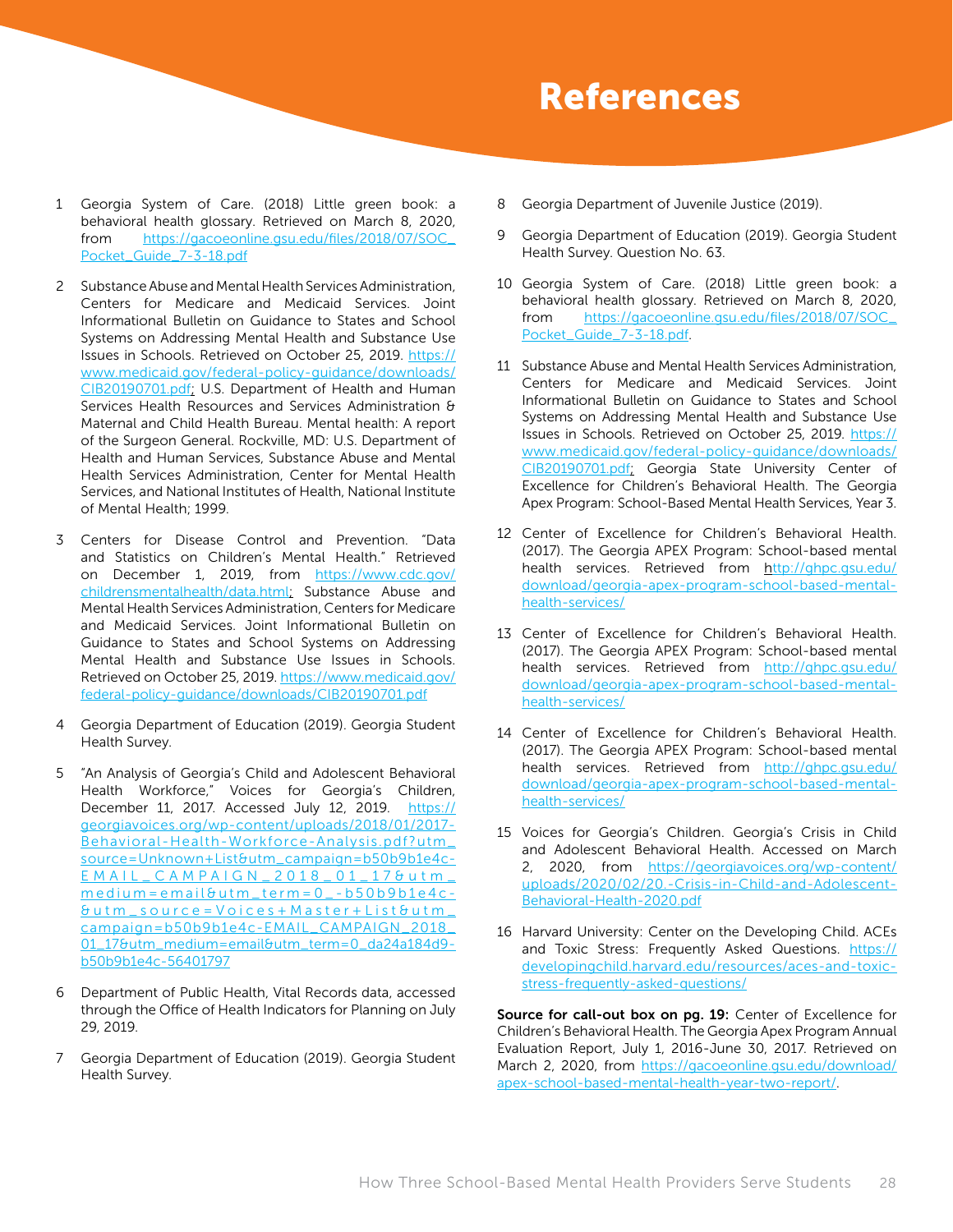# References

1. Georgia System of Care. (2018) Little green book: a behavioral health glossary. Retrieved on March 8, 2020, from https://gacoeonline.gsu.edu/files/2018/07/SOC_Pocket_Guide_7-3-18.pdf

2. Substance Abuse and Mental Health Services Administration, Centers for Medicare and Medicaid Services. Joint Informational Bulletin on Guidance to States and School Systems on Addressing Mental Health and Substance Use Issues in Schools. Retrieved on October 25, 2019. https://www.medicaid.gov/federal-policy-guidance/downloads/CIB20190701.pdf; U.S. Department of Health and Human Services Health Resources and Services Administration & Maternal and Child Health Bureau. Mental health: A report of the Surgeon General. Rockville, MD: U.S. Department of Health and Human Services, Substance Abuse and Mental Health Services Administration, Center for Mental Health Services, and National Institutes of Health, National Institute of Mental Health; 1999.

3. Centers for Disease Control and Prevention. "Data and Statistics on Children's Mental Health." Retrieved on December 1, 2019, from https://www.cdc.gov/childrensmentalhealth/data.html; Substance Abuse and Mental Health Services Administration, Centers for Medicare and Medicaid Services. Joint Informational Bulletin on Guidance to States and School Systems on Addressing Mental Health and Substance Use Issues in Schools. Retrieved on October 25, 2019. https://www.medicaid.gov/federal-policy-guidance/downloads/CIB20190701.pdf

4. Georgia Department of Education (2019). Georgia Student Health Survey.

5. "An Analysis of Georgia's Child and Adolescent Behavioral Health Workforce," Voices for Georgia's Children, December 11, 2017. Accessed July 12, 2019. https://georgiavoices.org/wp-content/uploads/2018/01/2017-Behavioral-Health-Workforce-Analysis.pdf?utm_source=Unknown+List&utm_campaign=b50b9b1e4c-EMAIL_CAMPAIGN_2018_01_17&utm_medium=email&utm_term=0_-b50b9b1e4c-&utm_source=Voices+Master+List&utm_campaign=b50b9b1e4c-EMAIL_CAMPAIGN_2018_01_17&utm_medium=email&utm_term=0_da24a184d9-b50b9b1e4c-56401797

6. Department of Public Health, Vital Records data, accessed through the Office of Health Indicators for Planning on July 29, 2019.

7. Georgia Department of Education (2019). Georgia Student Health Survey.

8. Georgia Department of Juvenile Justice (2019).

9. Georgia Department of Education (2019). Georgia Student Health Survey. Question No. 63.

10. Georgia System of Care. (2018) Little green book: a behavioral health glossary. Retrieved on March 8, 2020, from https://gacoeonline.gsu.edu/files/2018/07/SOC_Pocket_Guide_7-3-18.pdf.

11. Substance Abuse and Mental Health Services Administration, Centers for Medicare and Medicaid Services. Joint Informational Bulletin on Guidance to States and School Systems on Addressing Mental Health and Substance Use Issues in Schools. Retrieved on October 25, 2019. https://www.medicaid.gov/federal-policy-guidance/downloads/CIB20190701.pdf; Georgia State University Center of Excellence for Children's Behavioral Health. The Georgia Apex Program: School-Based Mental Health Services, Year 3.

12. Center of Excellence for Children's Behavioral Health. (2017). The Georgia APEX Program: School-based mental health services. Retrieved from http://ghpc.gsu.edu/download/georgia-apex-program-school-based-mental-health-services/

13. Center of Excellence for Children's Behavioral Health. (2017). The Georgia APEX Program: School-based mental health services. Retrieved from http://ghpc.gsu.edu/download/georgia-apex-program-school-based-mental-health-services/

14. Center of Excellence for Children's Behavioral Health. (2017). The Georgia APEX Program: School-based mental health services. Retrieved from http://ghpc.gsu.edu/download/georgia-apex-program-school-based-mental-health-services/

15. Voices for Georgia's Children. Georgia's Crisis in Child and Adolescent Behavioral Health. Accessed on March 2, 2020, from https://georgiavoices.org/wp-content/uploads/2020/02/20.-Crisis-in-Child-and-Adolescent-Behavioral-Health-2020.pdf

16. Harvard University: Center on the Developing Child. ACEs and Toxic Stress: Frequently Asked Questions. https://developingchild.harvard.edu/resources/aces-and-toxic-stress-frequently-asked-questions/

**Source for call-out box on pg. 19:** Center of Excellence for Children's Behavioral Health. The Georgia Apex Program Annual Evaluation Report, July 1, 2016-June 30, 2017. Retrieved on March 2, 2020, from https://gacoeonline.gsu.edu/download/apex-school-based-mental-health-year-two-report/.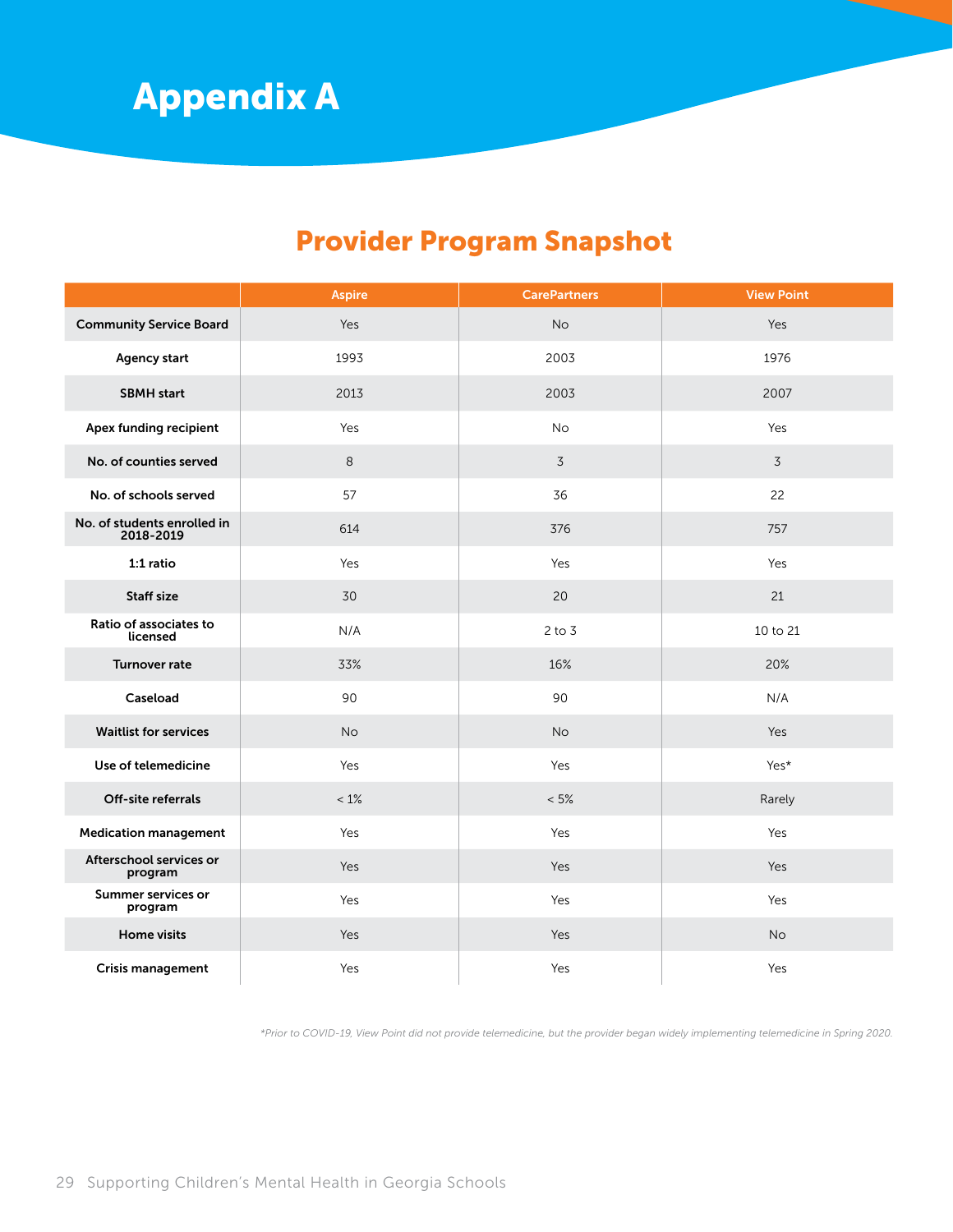# Appendix A

## Provider Program Snapshot

| | Aspire | CarePartners | View Point |
|---|---|---|---|
| **Community Service Board** | Yes | No | Yes |
| **Agency start** | 1993 | 2003 | 1976 |
| **SBMH start** | 2013 | 2003 | 2007 |
| **Apex funding recipient** | Yes | No | Yes |
| **No. of counties served** | 8 | 3 | 3 |
| **No. of schools served** | 57 | 36 | 22 |
| **No. of students enrolled in 2018-2019** | 614 | 376 | 757 |
| **1:1 ratio** | Yes | Yes | Yes |
| **Staff size** | 30 | 20 | 21 |
| **Ratio of associates to licensed** | N/A | 2 to 3 | 10 to 21 |
| **Turnover rate** | 33% | 16% | 20% |
| **Caseload** | 90 | 90 | N/A |
| **Waitlist for services** | No | No | Yes |
| **Use of telemedicine** | Yes | Yes | Yes* |
| **Off-site referrals** | < 1% | < 5% | Rarely |
| **Medication management** | Yes | Yes | Yes |
| **Afterschool services or program** | Yes | Yes | Yes |
| **Summer services or program** | Yes | Yes | Yes |
| **Home visits** | Yes | Yes | No |
| **Crisis management** | Yes | Yes | Yes |

*\*Prior to COVID-19, View Point did not provide telemedicine, but the provider began widely implementing telemedicine in Spring 2020.*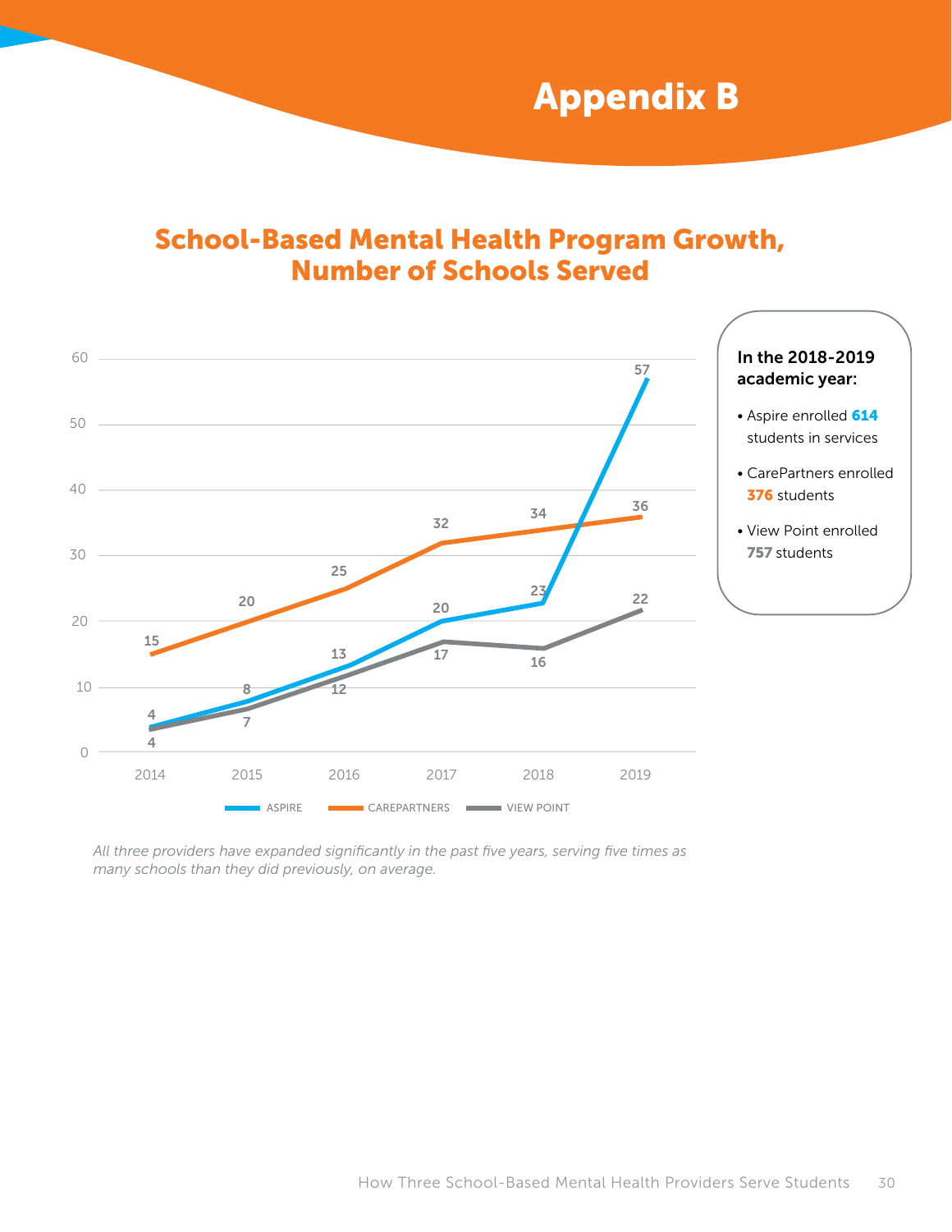# Appendix B

## School-Based Mental Health Program Growth, Number of Schools Served

| Year | ASPIRE | CAREPARTNERS | VIEW POINT |
|---|---|---|---|
| 2014 | 4 | 15 | 4 |
| 2015 | 8 | 20 | 7 |
| 2016 | 13 | 25 | 12 |
| 2017 | 20 | 32 | 17 |
| 2018 | 23 | 34 | 16 |
| 2019 | 57 | 36 | 22 |

**In the 2018-2019 academic year:**

- Aspire enrolled **614** students in services
- CarePartners enrolled **376** students
- View Point enrolled **757** students

*All three providers have expanded significantly in the past five years, serving five times as many schools than they did previously, on average.*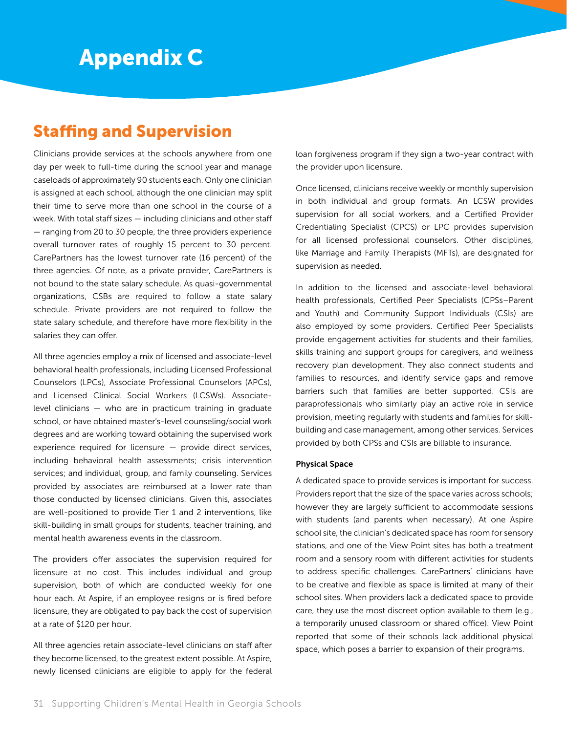# Appendix C

## Staffing and Supervision

Clinicians provide services at the schools anywhere from one day per week to full-time during the school year and manage caseloads of approximately 90 students each. Only one clinician is assigned at each school, although the one clinician may split their time to serve more than one school in the course of a week. With total staff sizes — including clinicians and other staff — ranging from 20 to 30 people, the three providers experience overall turnover rates of roughly 15 percent to 30 percent. CarePartners has the lowest turnover rate (16 percent) of the three agencies. Of note, as a private provider, CarePartners is not bound to the state salary schedule. As quasi-governmental organizations, CSBs are required to follow a state salary schedule. Private providers are not required to follow the state salary schedule, and therefore have more flexibility in the salaries they can offer.

All three agencies employ a mix of licensed and associate-level behavioral health professionals, including Licensed Professional Counselors (LPCs), Associate Professional Counselors (APCs), and Licensed Clinical Social Workers (LCSWs). Associate-level clinicians — who are in practicum training in graduate school, or have obtained master's-level counseling/social work degrees and are working toward obtaining the supervised work experience required for licensure — provide direct services, including behavioral health assessments; crisis intervention services; and individual, group, and family counseling. Services provided by associates are reimbursed at a lower rate than those conducted by licensed clinicians. Given this, associates are well-positioned to provide Tier 1 and 2 interventions, like skill-building in small groups for students, teacher training, and mental health awareness events in the classroom.

The providers offer associates the supervision required for licensure at no cost. This includes individual and group supervision, both of which are conducted weekly for one hour each. At Aspire, if an employee resigns or is fired before licensure, they are obligated to pay back the cost of supervision at a rate of $120 per hour.

All three agencies retain associate-level clinicians on staff after they become licensed, to the greatest extent possible. At Aspire, newly licensed clinicians are eligible to apply for the federal loan forgiveness program if they sign a two-year contract with the provider upon licensure.

Once licensed, clinicians receive weekly or monthly supervision in both individual and group formats. An LCSW provides supervision for all social workers, and a Certified Provider Credentialing Specialist (CPCS) or LPC provides supervision for all licensed professional counselors. Other disciplines, like Marriage and Family Therapists (MFTs), are designated for supervision as needed.

In addition to the licensed and associate-level behavioral health professionals, Certified Peer Specialists (CPSs–Parent and Youth) and Community Support Individuals (CSIs) are also employed by some providers. Certified Peer Specialists provide engagement activities for students and their families, skills training and support groups for caregivers, and wellness recovery plan development. They also connect students and families to resources, and identify service gaps and remove barriers such that families are better supported. CSIs are paraprofessionals who similarly play an active role in service provision, meeting regularly with students and families for skill-building and case management, among other services. Services provided by both CPSs and CSIs are billable to insurance.

**Physical Space**

A dedicated space to provide services is important for success. Providers report that the size of the space varies across schools; however they are largely sufficient to accommodate sessions with students (and parents when necessary). At one Aspire school site, the clinician's dedicated space has room for sensory stations, and one of the View Point sites has both a treatment room and a sensory room with different activities for students to address specific challenges. CarePartners' clinicians have to be creative and flexible as space is limited at many of their school sites. When providers lack a dedicated space to provide care, they use the most discreet option available to them (e.g., a temporarily unused classroom or shared office). View Point reported that some of their schools lack additional physical space, which poses a barrier to expansion of their programs.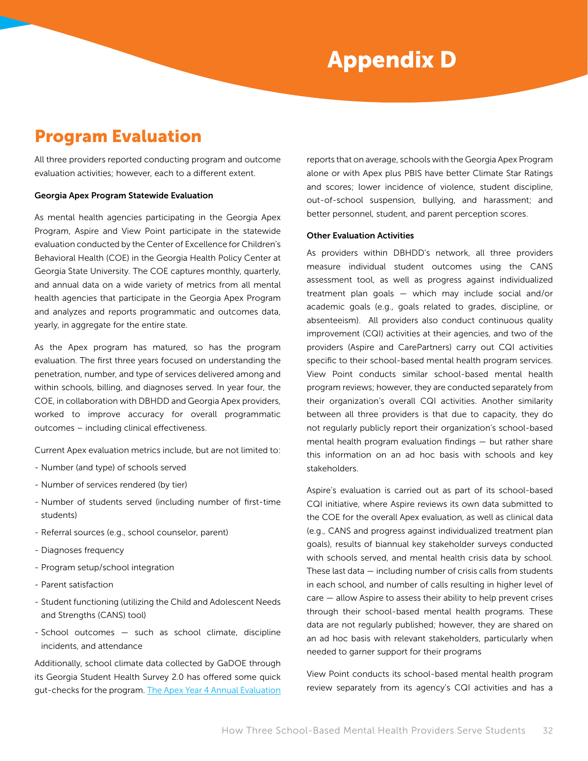# Appendix D

## Program Evaluation

All three providers reported conducting program and outcome evaluation activities; however, each to a different extent.

**Georgia Apex Program Statewide Evaluation**

As mental health agencies participating in the Georgia Apex Program, Aspire and View Point participate in the statewide evaluation conducted by the Center of Excellence for Children's Behavioral Health (COE) in the Georgia Health Policy Center at Georgia State University. The COE captures monthly, quarterly, and annual data on a wide variety of metrics from all mental health agencies that participate in the Georgia Apex Program and analyzes and reports programmatic and outcomes data, yearly, in aggregate for the entire state.

As the Apex program has matured, so has the program evaluation. The first three years focused on understanding the penetration, number, and type of services delivered among and within schools, billing, and diagnoses served. In year four, the COE, in collaboration with DBHDD and Georgia Apex providers, worked to improve accuracy for overall programmatic outcomes – including clinical effectiveness.

Current Apex evaluation metrics include, but are not limited to:

- Number (and type) of schools served
- Number of services rendered (by tier)
- Number of students served (including number of first-time students)
- Referral sources (e.g., school counselor, parent)
- Diagnoses frequency
- Program setup/school integration
- Parent satisfaction
- Student functioning (utilizing the Child and Adolescent Needs and Strengths (CANS) tool)
- School outcomes — such as school climate, discipline incidents, and attendance

Additionally, school climate data collected by GaDOE through its Georgia Student Health Survey 2.0 has offered some quick gut-checks for the program. The Apex Year 4 Annual Evaluation reports that on average, schools with the Georgia Apex Program alone or with Apex plus PBIS have better Climate Star Ratings and scores; lower incidence of violence, student discipline, out-of-school suspension, bullying, and harassment; and better personnel, student, and parent perception scores.

**Other Evaluation Activities**

As providers within DBHDD's network, all three providers measure individual student outcomes using the CANS assessment tool, as well as progress against individualized treatment plan goals — which may include social and/or academic goals (e.g., goals related to grades, discipline, or absenteeism). All providers also conduct continuous quality improvement (CQI) activities at their agencies, and two of the providers (Aspire and CarePartners) carry out CQI activities specific to their school-based mental health program services. View Point conducts similar school-based mental health program reviews; however, they are conducted separately from their organization's overall CQI activities. Another similarity between all three providers is that due to capacity, they do not regularly publicly report their organization's school-based mental health program evaluation findings — but rather share this information on an ad hoc basis with schools and key stakeholders.

Aspire's evaluation is carried out as part of its school-based CQI initiative, where Aspire reviews its own data submitted to the COE for the overall Apex evaluation, as well as clinical data (e.g., CANS and progress against individualized treatment plan goals), results of biannual key stakeholder surveys conducted with schools served, and mental health crisis data by school. These last data — including number of crisis calls from students in each school, and number of calls resulting in higher level of care — allow Aspire to assess their ability to help prevent crises through their school-based mental health programs. These data are not regularly published; however, they are shared on an ad hoc basis with relevant stakeholders, particularly when needed to garner support for their programs

View Point conducts its school-based mental health program review separately from its agency's CQI activities and has a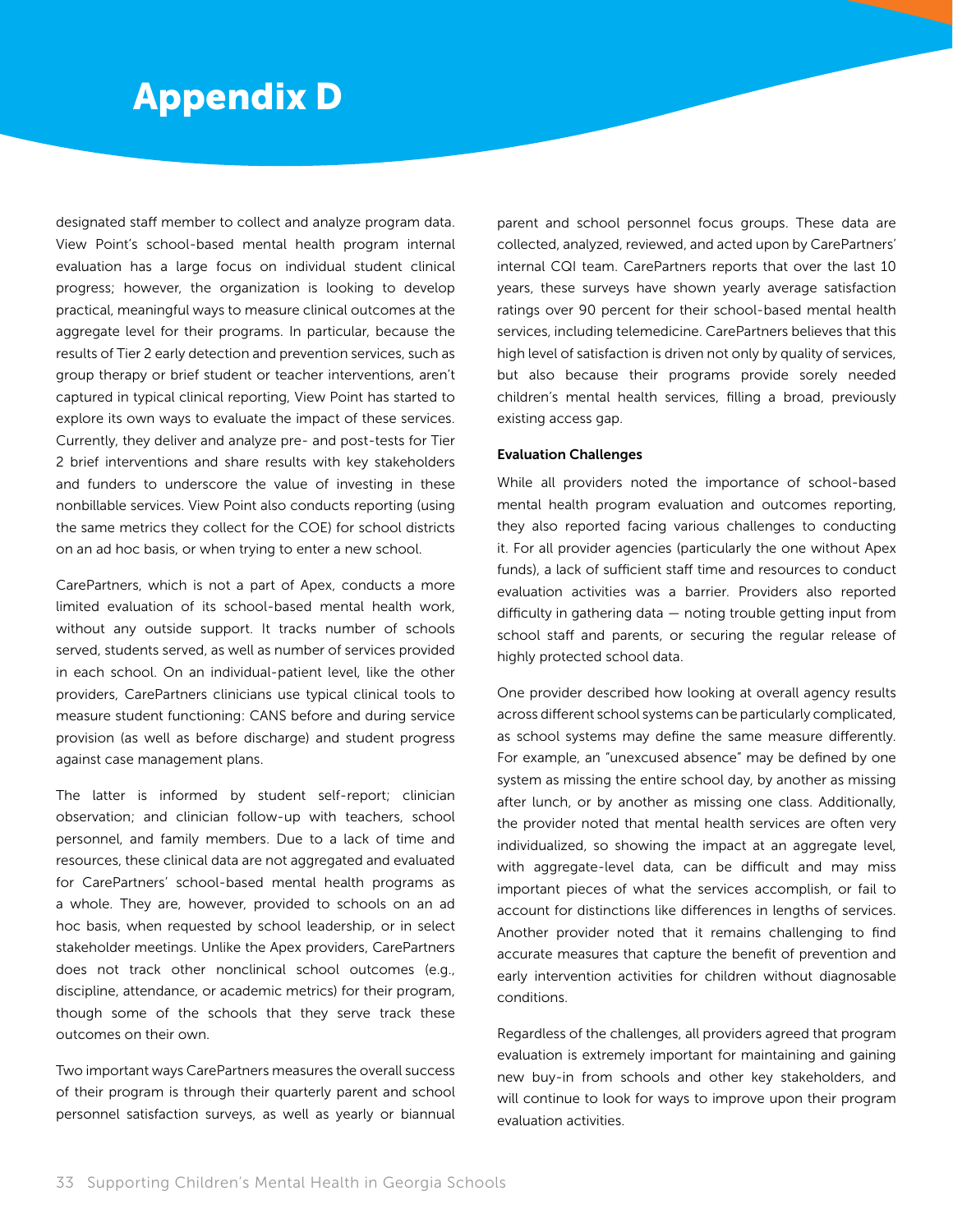# Appendix D

designated staff member to collect and analyze program data. View Point's school-based mental health program internal evaluation has a large focus on individual student clinical progress; however, the organization is looking to develop practical, meaningful ways to measure clinical outcomes at the aggregate level for their programs. In particular, because the results of Tier 2 early detection and prevention services, such as group therapy or brief student or teacher interventions, aren't captured in typical clinical reporting, View Point has started to explore its own ways to evaluate the impact of these services. Currently, they deliver and analyze pre- and post-tests for Tier 2 brief interventions and share results with key stakeholders and funders to underscore the value of investing in these nonbillable services. View Point also conducts reporting (using the same metrics they collect for the COE) for school districts on an ad hoc basis, or when trying to enter a new school.

CarePartners, which is not a part of Apex, conducts a more limited evaluation of its school-based mental health work, without any outside support. It tracks number of schools served, students served, as well as number of services provided in each school. On an individual-patient level, like the other providers, CarePartners clinicians use typical clinical tools to measure student functioning: CANS before and during service provision (as well as before discharge) and student progress against case management plans.

The latter is informed by student self-report; clinician observation; and clinician follow-up with teachers, school personnel, and family members. Due to a lack of time and resources, these clinical data are not aggregated and evaluated for CarePartners' school-based mental health programs as a whole. They are, however, provided to schools on an ad hoc basis, when requested by school leadership, or in select stakeholder meetings. Unlike the Apex providers, CarePartners does not track other nonclinical school outcomes (e.g., discipline, attendance, or academic metrics) for their program, though some of the schools that they serve track these outcomes on their own.

Two important ways CarePartners measures the overall success of their program is through their quarterly parent and school personnel satisfaction surveys, as well as yearly or biannual parent and school personnel focus groups. These data are collected, analyzed, reviewed, and acted upon by CarePartners' internal CQI team. CarePartners reports that over the last 10 years, these surveys have shown yearly average satisfaction ratings over 90 percent for their school-based mental health services, including telemedicine. CarePartners believes that this high level of satisfaction is driven not only by quality of services, but also because their programs provide sorely needed children's mental health services, filling a broad, previously existing access gap.

**Evaluation Challenges**

While all providers noted the importance of school-based mental health program evaluation and outcomes reporting, they also reported facing various challenges to conducting it. For all provider agencies (particularly the one without Apex funds), a lack of sufficient staff time and resources to conduct evaluation activities was a barrier. Providers also reported difficulty in gathering data — noting trouble getting input from school staff and parents, or securing the regular release of highly protected school data.

One provider described how looking at overall agency results across different school systems can be particularly complicated, as school systems may define the same measure differently. For example, an "unexcused absence" may be defined by one system as missing the entire school day, by another as missing after lunch, or by another as missing one class. Additionally, the provider noted that mental health services are often very individualized, so showing the impact at an aggregate level, with aggregate-level data, can be difficult and may miss important pieces of what the services accomplish, or fail to account for distinctions like differences in lengths of services. Another provider noted that it remains challenging to find accurate measures that capture the benefit of prevention and early intervention activities for children without diagnosable conditions.

Regardless of the challenges, all providers agreed that program evaluation is extremely important for maintaining and gaining new buy-in from schools and other key stakeholders, and will continue to look for ways to improve upon their program evaluation activities.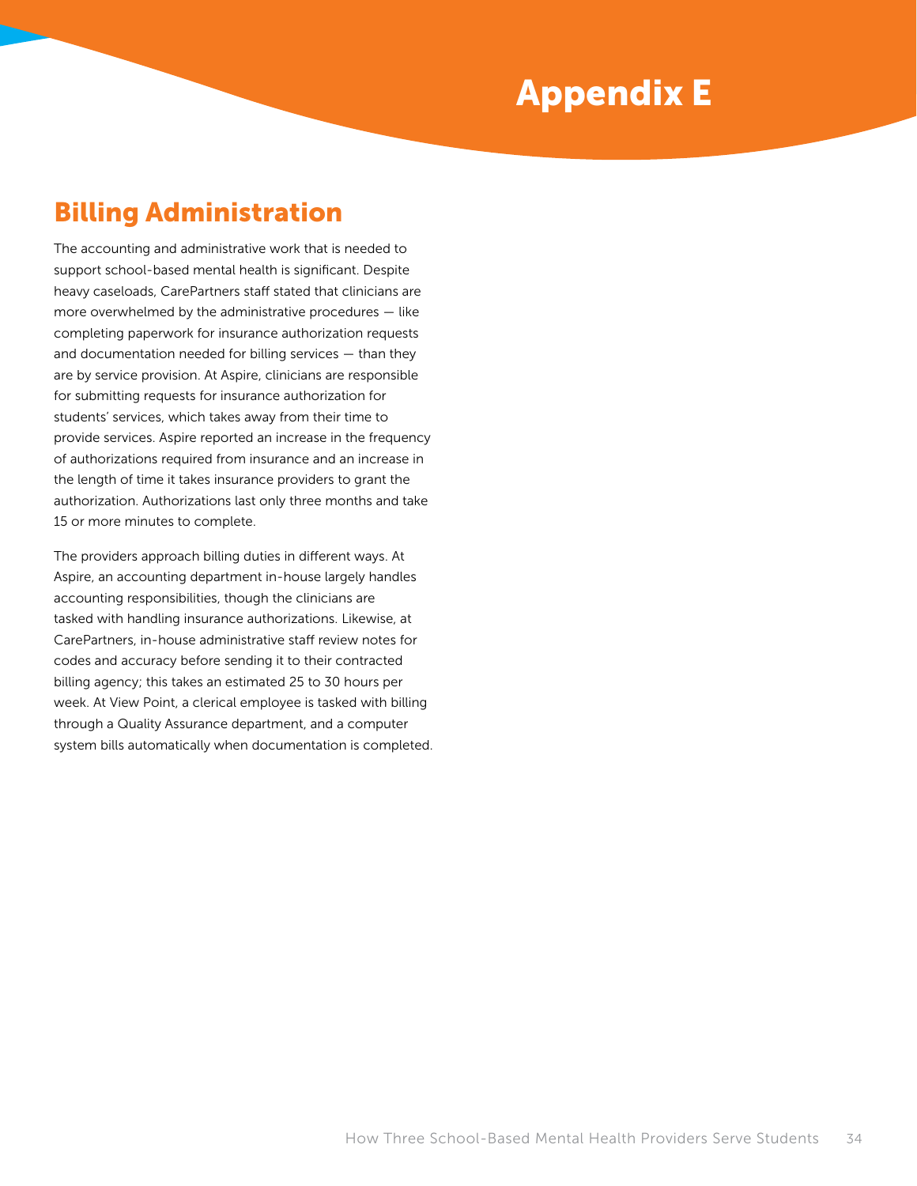# Appendix E

## Billing Administration

The accounting and administrative work that is needed to support school-based mental health is significant. Despite heavy caseloads, CarePartners staff stated that clinicians are more overwhelmed by the administrative procedures — like completing paperwork for insurance authorization requests and documentation needed for billing services — than they are by service provision. At Aspire, clinicians are responsible for submitting requests for insurance authorization for students' services, which takes away from their time to provide services. Aspire reported an increase in the frequency of authorizations required from insurance and an increase in the length of time it takes insurance providers to grant the authorization. Authorizations last only three months and take 15 or more minutes to complete.

The providers approach billing duties in different ways. At Aspire, an accounting department in-house largely handles accounting responsibilities, though the clinicians are tasked with handling insurance authorizations. Likewise, at CarePartners, in-house administrative staff review notes for codes and accuracy before sending it to their contracted billing agency; this takes an estimated 25 to 30 hours per week. At View Point, a clerical employee is tasked with billing through a Quality Assurance department, and a computer system bills automatically when documentation is completed.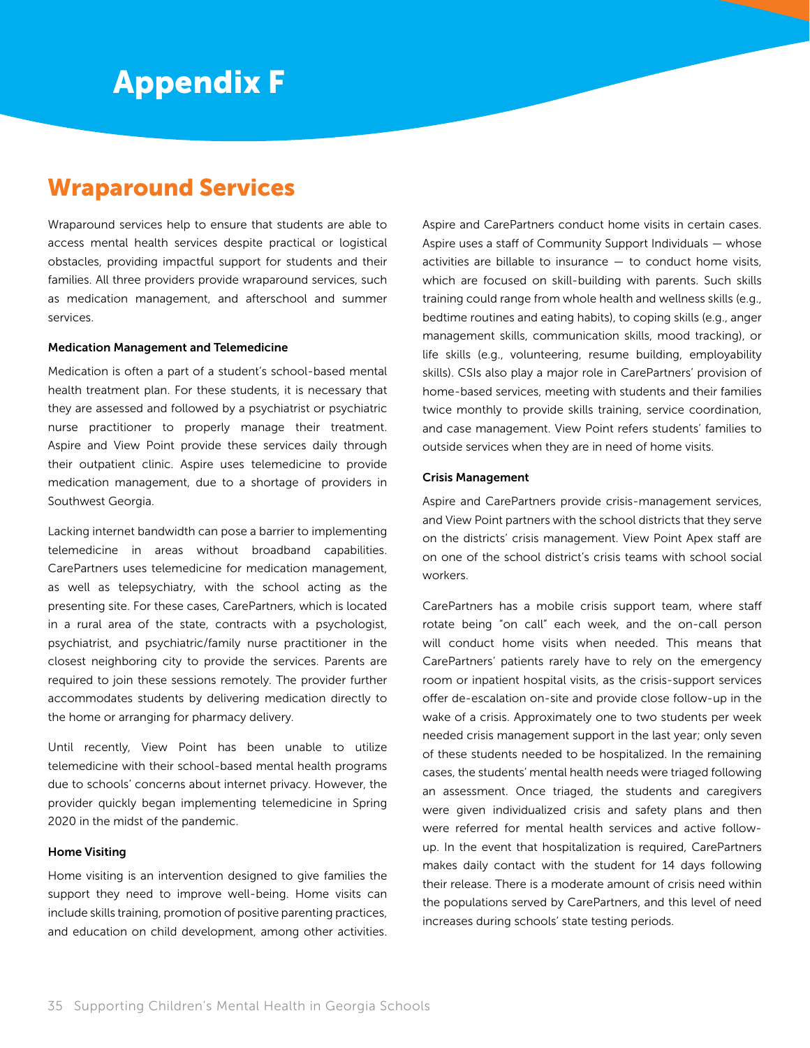# Appendix F

## Wraparound Services

Wraparound services help to ensure that students are able to access mental health services despite practical or logistical obstacles, providing impactful support for students and their families. All three providers provide wraparound services, such as medication management, and afterschool and summer services.

#### Medication Management and Telemedicine

Medication is often a part of a student's school-based mental health treatment plan. For these students, it is necessary that they are assessed and followed by a psychiatrist or psychiatric nurse practitioner to properly manage their treatment. Aspire and View Point provide these services daily through their outpatient clinic. Aspire uses telemedicine to provide medication management, due to a shortage of providers in Southwest Georgia.

Lacking internet bandwidth can pose a barrier to implementing telemedicine in areas without broadband capabilities. CarePartners uses telemedicine for medication management, as well as telepsychiatry, with the school acting as the presenting site. For these cases, CarePartners, which is located in a rural area of the state, contracts with a psychologist, psychiatrist, and psychiatric/family nurse practitioner in the closest neighboring city to provide the services. Parents are required to join these sessions remotely. The provider further accommodates students by delivering medication directly to the home or arranging for pharmacy delivery.

Until recently, View Point has been unable to utilize telemedicine with their school-based mental health programs due to schools' concerns about internet privacy. However, the provider quickly began implementing telemedicine in Spring 2020 in the midst of the pandemic.

#### Home Visiting

Home visiting is an intervention designed to give families the support they need to improve well-being. Home visits can include skills training, promotion of positive parenting practices, and education on child development, among other activities. Aspire and CarePartners conduct home visits in certain cases. Aspire uses a staff of Community Support Individuals — whose activities are billable to insurance — to conduct home visits, which are focused on skill-building with parents. Such skills training could range from whole health and wellness skills (e.g., bedtime routines and eating habits), to coping skills (e.g., anger management skills, communication skills, mood tracking), or life skills (e.g., volunteering, resume building, employability skills). CSIs also play a major role in CarePartners' provision of home-based services, meeting with students and their families twice monthly to provide skills training, service coordination, and case management. View Point refers students' families to outside services when they are in need of home visits.

#### Crisis Management

Aspire and CarePartners provide crisis-management services, and View Point partners with the school districts that they serve on the districts' crisis management. View Point Apex staff are on one of the school district's crisis teams with school social workers.

CarePartners has a mobile crisis support team, where staff rotate being "on call" each week, and the on-call person will conduct home visits when needed. This means that CarePartners' patients rarely have to rely on the emergency room or inpatient hospital visits, as the crisis-support services offer de-escalation on-site and provide close follow-up in the wake of a crisis. Approximately one to two students per week needed crisis management support in the last year; only seven of these students needed to be hospitalized. In the remaining cases, the students' mental health needs were triaged following an assessment. Once triaged, the students and caregivers were given individualized crisis and safety plans and then were referred for mental health services and active follow-up. In the event that hospitalization is required, CarePartners makes daily contact with the student for 14 days following their release. There is a moderate amount of crisis need within the populations served by CarePartners, and this level of need increases during schools' state testing periods.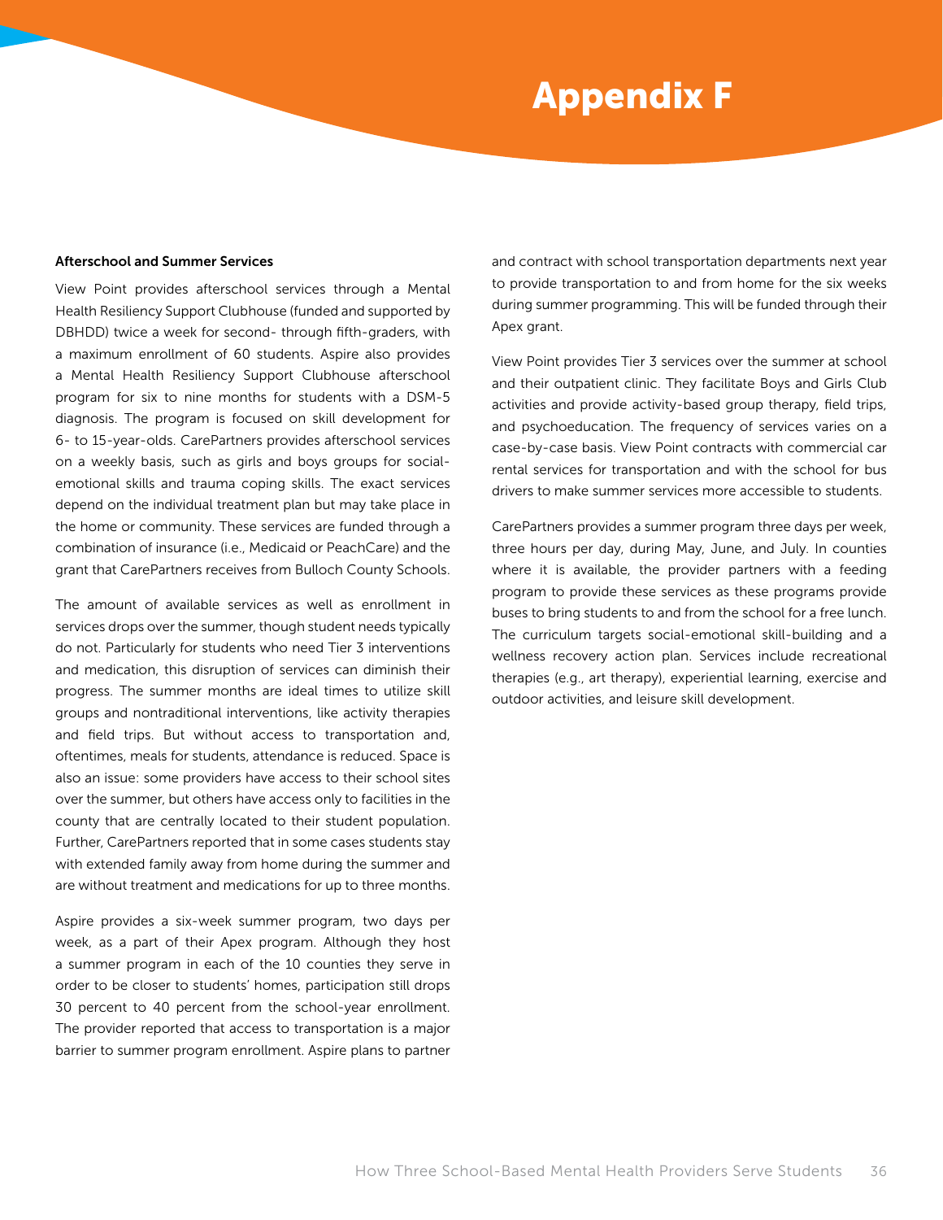# Appendix F

**Afterschool and Summer Services**

View Point provides afterschool services through a Mental Health Resiliency Support Clubhouse (funded and supported by DBHDD) twice a week for second- through fifth-graders, with a maximum enrollment of 60 students. Aspire also provides a Mental Health Resiliency Support Clubhouse afterschool program for six to nine months for students with a DSM-5 diagnosis. The program is focused on skill development for 6- to 15-year-olds. CarePartners provides afterschool services on a weekly basis, such as girls and boys groups for social-emotional skills and trauma coping skills. The exact services depend on the individual treatment plan but may take place in the home or community. These services are funded through a combination of insurance (i.e., Medicaid or PeachCare) and the grant that CarePartners receives from Bulloch County Schools.

The amount of available services as well as enrollment in services drops over the summer, though student needs typically do not. Particularly for students who need Tier 3 interventions and medication, this disruption of services can diminish their progress. The summer months are ideal times to utilize skill groups and nontraditional interventions, like activity therapies and field trips. But without access to transportation and, oftentimes, meals for students, attendance is reduced. Space is also an issue: some providers have access to their school sites over the summer, but others have access only to facilities in the county that are centrally located to their student population. Further, CarePartners reported that in some cases students stay with extended family away from home during the summer and are without treatment and medications for up to three months.

Aspire provides a six-week summer program, two days per week, as a part of their Apex program. Although they host a summer program in each of the 10 counties they serve in order to be closer to students' homes, participation still drops 30 percent to 40 percent from the school-year enrollment. The provider reported that access to transportation is a major barrier to summer program enrollment. Aspire plans to partner and contract with school transportation departments next year to provide transportation to and from home for the six weeks during summer programming. This will be funded through their Apex grant.

View Point provides Tier 3 services over the summer at school and their outpatient clinic. They facilitate Boys and Girls Club activities and provide activity-based group therapy, field trips, and psychoeducation. The frequency of services varies on a case-by-case basis. View Point contracts with commercial car rental services for transportation and with the school for bus drivers to make summer services more accessible to students.

CarePartners provides a summer program three days per week, three hours per day, during May, June, and July. In counties where it is available, the provider partners with a feeding program to provide these services as these programs provide buses to bring students to and from the school for a free lunch. The curriculum targets social-emotional skill-building and a wellness recovery action plan. Services include recreational therapies (e.g., art therapy), experiential learning, exercise and outdoor activities, and leisure skill development.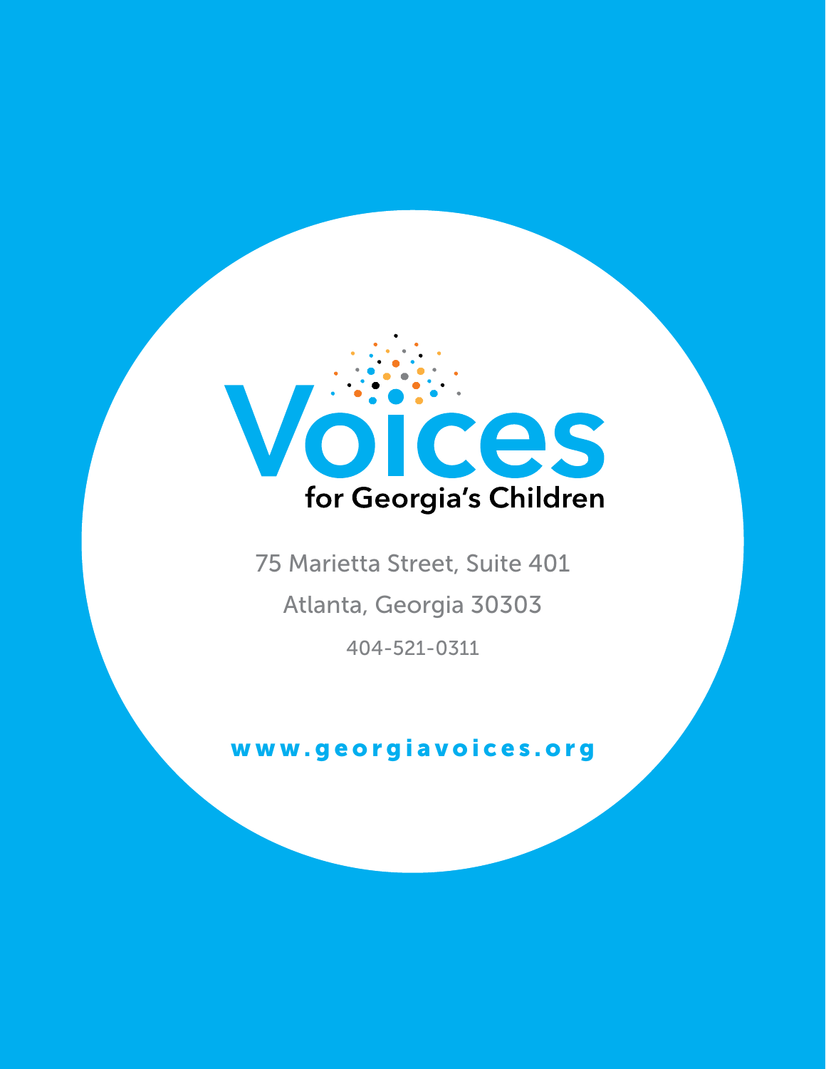Voices

for Georgia's Children

75 Marietta Street, Suite 401

Atlanta, Georgia 30303

404-521-0311

www.georgiavoices.org